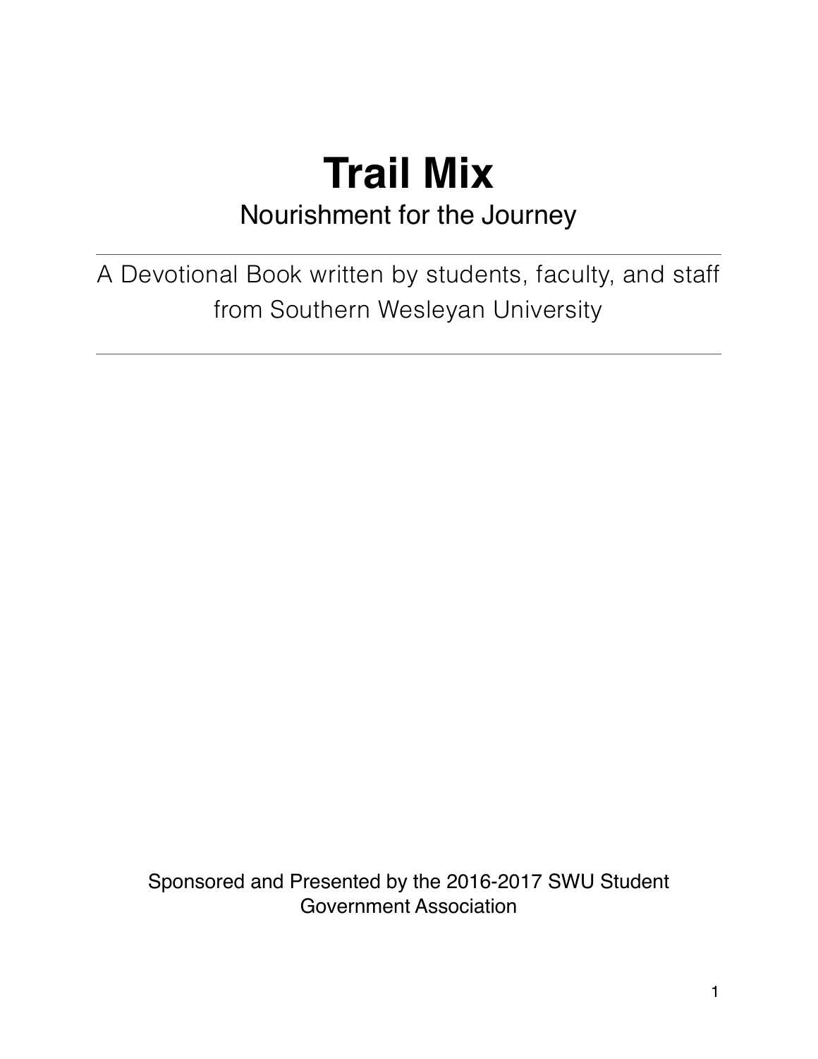# Trail Mix

## Nourishment for the Journey

---

A Devotional Book written by students, faculty, and staff from Southern Wesleyan University

---

Sponsored and Presented by the 2016-2017 SWU Student Government Association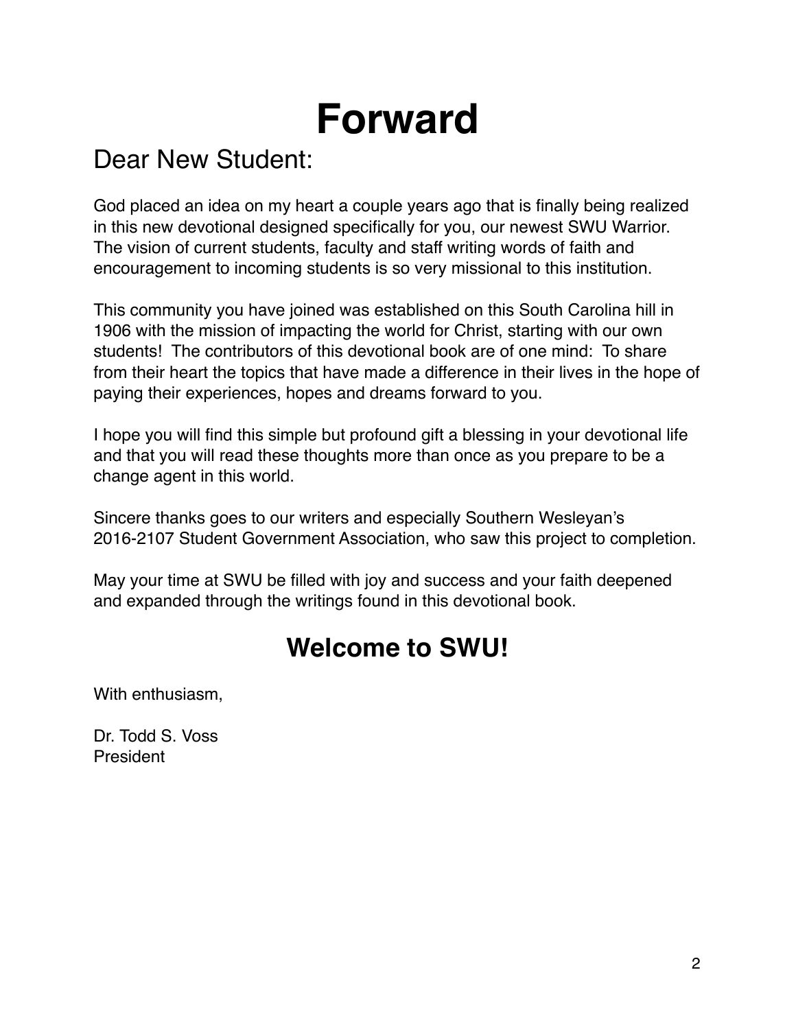# Forward

## Dear New Student:

God placed an idea on my heart a couple years ago that is finally being realized in this new devotional designed specifically for you, our newest SWU Warrior. The vision of current students, faculty and staff writing words of faith and encouragement to incoming students is so very missional to this institution.

This community you have joined was established on this South Carolina hill in 1906 with the mission of impacting the world for Christ, starting with our own students! The contributors of this devotional book are of one mind: To share from their heart the topics that have made a difference in their lives in the hope of paying their experiences, hopes and dreams forward to you.

I hope you will find this simple but profound gift a blessing in your devotional life and that you will read these thoughts more than once as you prepare to be a change agent in this world.

Sincere thanks goes to our writers and especially Southern Wesleyan's 2016-2107 Student Government Association, who saw this project to completion.

May your time at SWU be filled with joy and success and your faith deepened and expanded through the writings found in this devotional book.

## Welcome to SWU!

With enthusiasm,

Dr. Todd S. Voss
President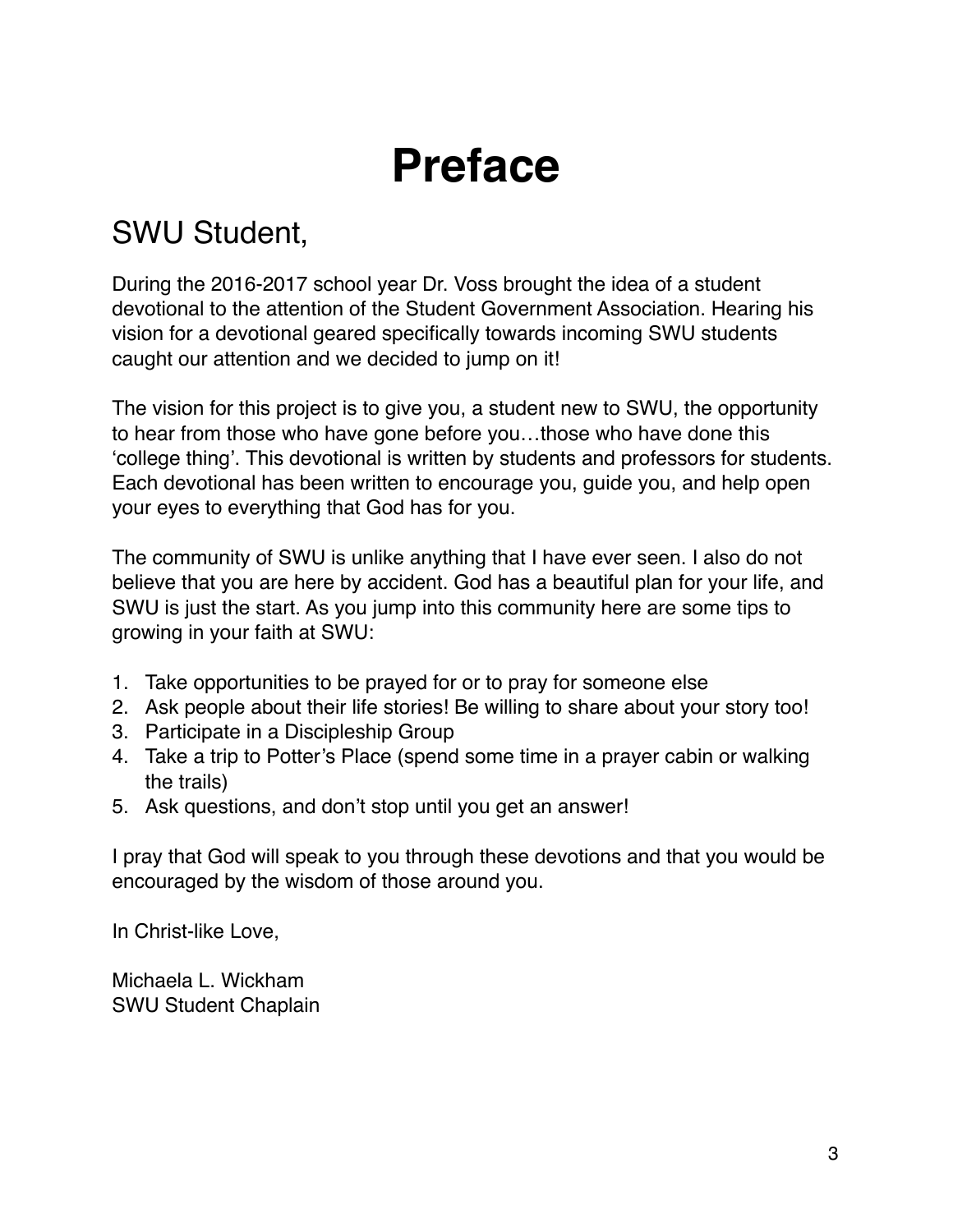# Preface

## SWU Student,

During the 2016-2017 school year Dr. Voss brought the idea of a student devotional to the attention of the Student Government Association. Hearing his vision for a devotional geared specifically towards incoming SWU students caught our attention and we decided to jump on it!

The vision for this project is to give you, a student new to SWU, the opportunity to hear from those who have gone before you…those who have done this 'college thing'. This devotional is written by students and professors for students. Each devotional has been written to encourage you, guide you, and help open your eyes to everything that God has for you.

The community of SWU is unlike anything that I have ever seen. I also do not believe that you are here by accident. God has a beautiful plan for your life, and SWU is just the start. As you jump into this community here are some tips to growing in your faith at SWU:

1. Take opportunities to be prayed for or to pray for someone else
2. Ask people about their life stories! Be willing to share about your story too!
3. Participate in a Discipleship Group
4. Take a trip to Potter's Place (spend some time in a prayer cabin or walking the trails)
5. Ask questions, and don't stop until you get an answer!

I pray that God will speak to you through these devotions and that you would be encouraged by the wisdom of those around you.

In Christ-like Love,

Michaela L. Wickham
SWU Student Chaplain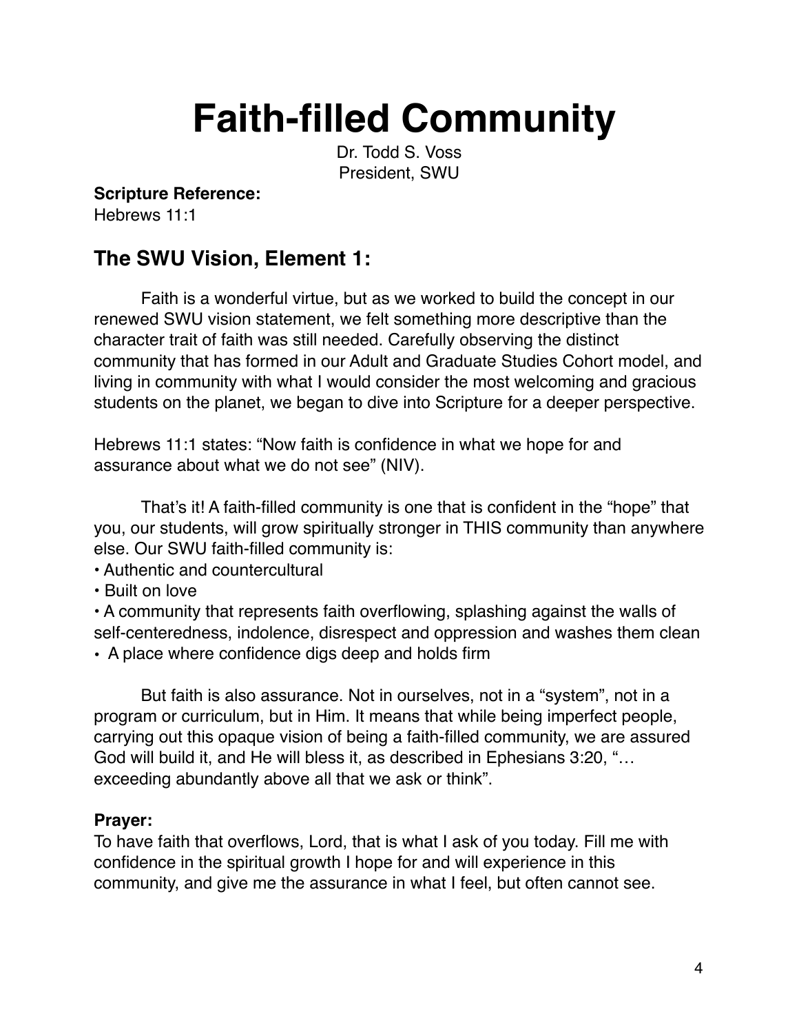# Faith-filled Community

Dr. Todd S. Voss
President, SWU

**Scripture Reference:**
Hebrews 11:1

## The SWU Vision, Element 1:

Faith is a wonderful virtue, but as we worked to build the concept in our renewed SWU vision statement, we felt something more descriptive than the character trait of faith was still needed. Carefully observing the distinct community that has formed in our Adult and Graduate Studies Cohort model, and living in community with what I would consider the most welcoming and gracious students on the planet, we began to dive into Scripture for a deeper perspective.

Hebrews 11:1 states: "Now faith is confidence in what we hope for and assurance about what we do not see" (NIV).

That's it! A faith-filled community is one that is confident in the "hope" that you, our students, will grow spiritually stronger in THIS community than anywhere else. Our SWU faith-filled community is:

- Authentic and countercultural
- Built on love
- A community that represents faith overflowing, splashing against the walls of self-centeredness, indolence, disrespect and oppression and washes them clean
- A place where confidence digs deep and holds firm

But faith is also assurance. Not in ourselves, not in a "system", not in a program or curriculum, but in Him. It means that while being imperfect people, carrying out this opaque vision of being a faith-filled community, we are assured God will build it, and He will bless it, as described in Ephesians 3:20, "…exceeding abundantly above all that we ask or think".

**Prayer:**
To have faith that overflows, Lord, that is what I ask of you today. Fill me with confidence in the spiritual growth I hope for and will experience in this community, and give me the assurance in what I feel, but often cannot see.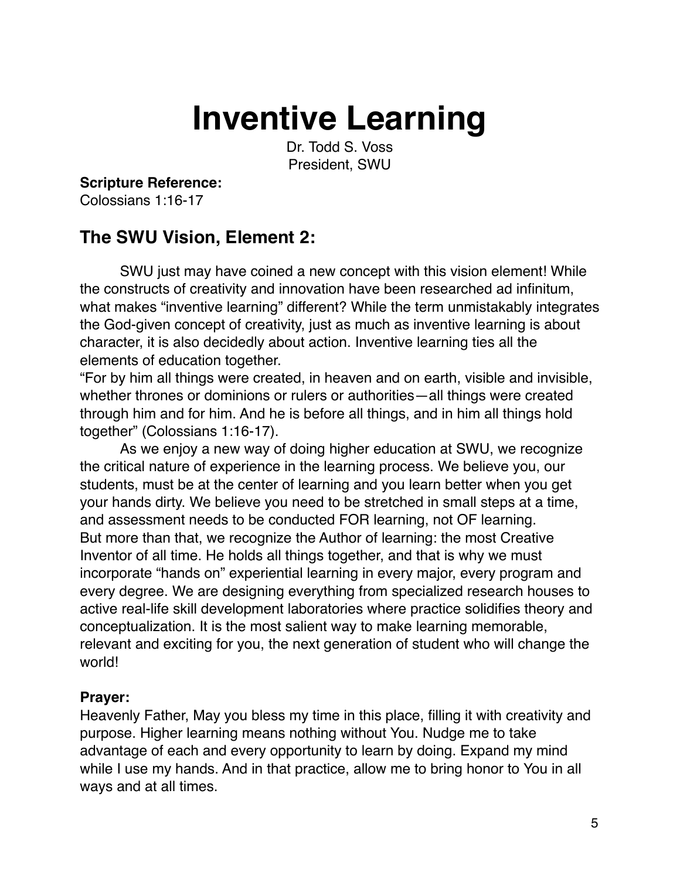# Inventive Learning

Dr. Todd S. Voss
President, SWU

**Scripture Reference:**
Colossians 1:16-17

## The SWU Vision, Element 2:

SWU just may have coined a new concept with this vision element! While the constructs of creativity and innovation have been researched ad infinitum, what makes "inventive learning" different? While the term unmistakably integrates the God-given concept of creativity, just as much as inventive learning is about character, it is also decidedly about action. Inventive learning ties all the elements of education together.

"For by him all things were created, in heaven and on earth, visible and invisible, whether thrones or dominions or rulers or authorities—all things were created through him and for him. And he is before all things, and in him all things hold together" (Colossians 1:16-17).

As we enjoy a new way of doing higher education at SWU, we recognize the critical nature of experience in the learning process. We believe you, our students, must be at the center of learning and you learn better when you get your hands dirty. We believe you need to be stretched in small steps at a time, and assessment needs to be conducted FOR learning, not OF learning.

But more than that, we recognize the Author of learning: the most Creative Inventor of all time. He holds all things together, and that is why we must incorporate "hands on" experiential learning in every major, every program and every degree. We are designing everything from specialized research houses to active real-life skill development laboratories where practice solidifies theory and conceptualization. It is the most salient way to make learning memorable, relevant and exciting for you, the next generation of student who will change the world!

**Prayer:**
Heavenly Father, May you bless my time in this place, filling it with creativity and purpose. Higher learning means nothing without You. Nudge me to take advantage of each and every opportunity to learn by doing. Expand my mind while I use my hands. And in that practice, allow me to bring honor to You in all ways and at all times.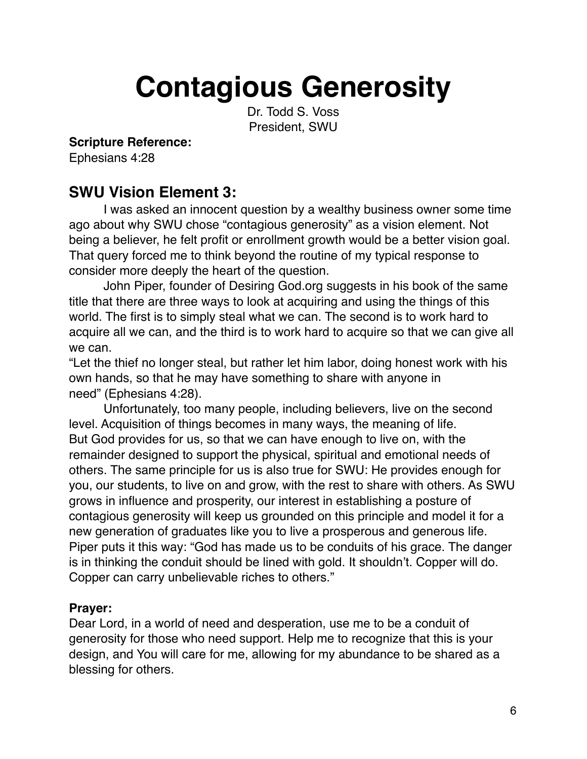# Contagious Generosity

Dr. Todd S. Voss
President, SWU

**Scripture Reference:**
Ephesians 4:28

## SWU Vision Element 3:

I was asked an innocent question by a wealthy business owner some time ago about why SWU chose "contagious generosity" as a vision element. Not being a believer, he felt profit or enrollment growth would be a better vision goal. That query forced me to think beyond the routine of my typical response to consider more deeply the heart of the question.

John Piper, founder of Desiring God.org suggests in his book of the same title that there are three ways to look at acquiring and using the things of this world. The first is to simply steal what we can. The second is to work hard to acquire all we can, and the third is to work hard to acquire so that we can give all we can.

"Let the thief no longer steal, but rather let him labor, doing honest work with his own hands, so that he may have something to share with anyone in need" (Ephesians 4:28).

Unfortunately, too many people, including believers, live on the second level. Acquisition of things becomes in many ways, the meaning of life. But God provides for us, so that we can have enough to live on, with the remainder designed to support the physical, spiritual and emotional needs of others. The same principle for us is also true for SWU: He provides enough for you, our students, to live on and grow, with the rest to share with others. As SWU grows in influence and prosperity, our interest in establishing a posture of contagious generosity will keep us grounded on this principle and model it for a new generation of graduates like you to live a prosperous and generous life. Piper puts it this way: "God has made us to be conduits of his grace. The danger is in thinking the conduit should be lined with gold. It shouldn't. Copper will do. Copper can carry unbelievable riches to others."

**Prayer:**
Dear Lord, in a world of need and desperation, use me to be a conduit of generosity for those who need support. Help me to recognize that this is your design, and You will care for me, allowing for my abundance to be shared as a blessing for others.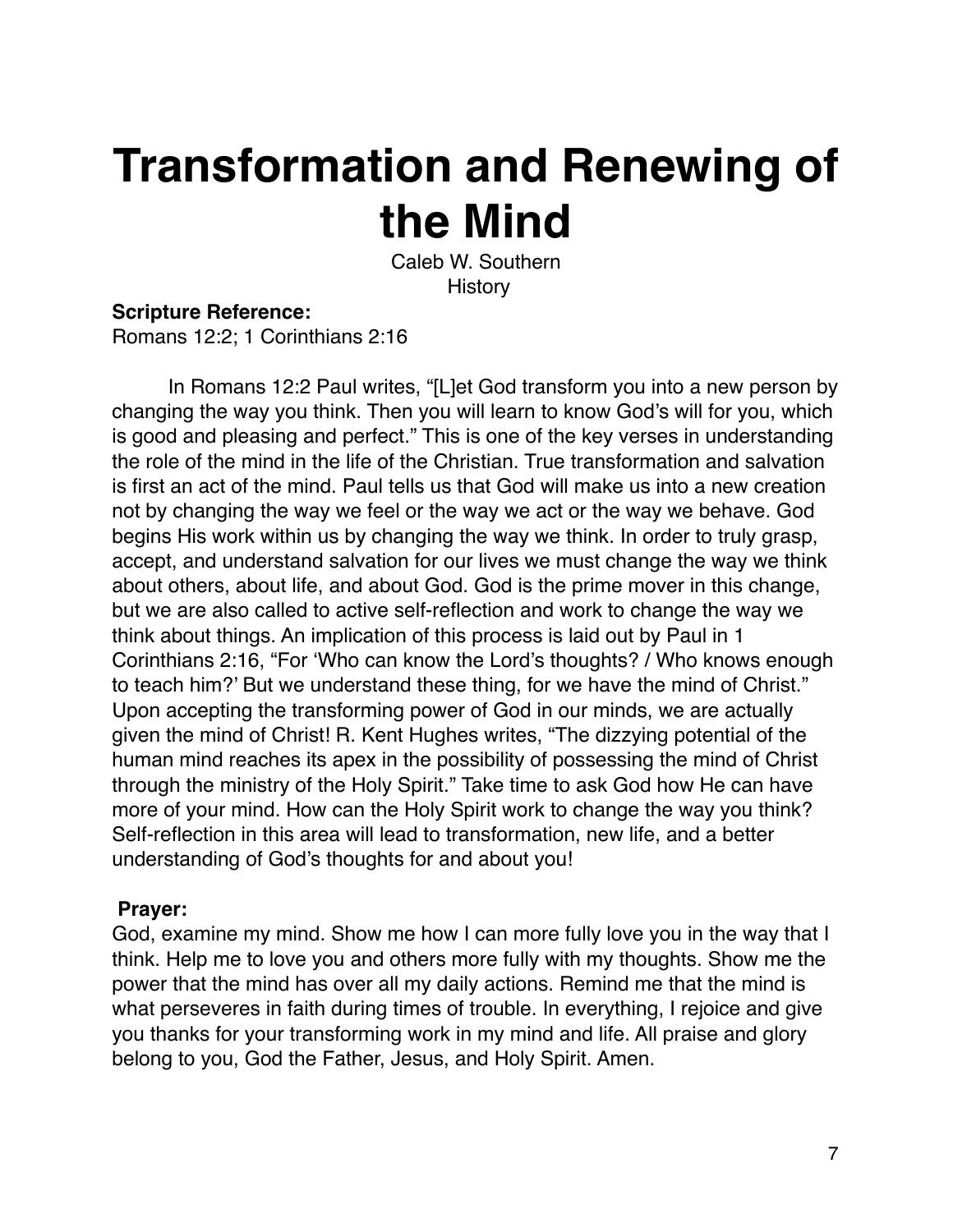# Transformation and Renewing of the Mind

Caleb W. Southern
History

**Scripture Reference:**
Romans 12:2; 1 Corinthians 2:16

In Romans 12:2 Paul writes, "[L]et God transform you into a new person by changing the way you think. Then you will learn to know God's will for you, which is good and pleasing and perfect." This is one of the key verses in understanding the role of the mind in the life of the Christian. True transformation and salvation is first an act of the mind. Paul tells us that God will make us into a new creation not by changing the way we feel or the way we act or the way we behave. God begins His work within us by changing the way we think. In order to truly grasp, accept, and understand salvation for our lives we must change the way we think about others, about life, and about God. God is the prime mover in this change, but we are also called to active self-reflection and work to change the way we think about things. An implication of this process is laid out by Paul in 1 Corinthians 2:16, "For 'Who can know the Lord's thoughts? / Who knows enough to teach him?' But we understand these thing, for we have the mind of Christ." Upon accepting the transforming power of God in our minds, we are actually given the mind of Christ! R. Kent Hughes writes, "The dizzying potential of the human mind reaches its apex in the possibility of possessing the mind of Christ through the ministry of the Holy Spirit." Take time to ask God how He can have more of your mind. How can the Holy Spirit work to change the way you think? Self-reflection in this area will lead to transformation, new life, and a better understanding of God's thoughts for and about you!

**Prayer:**
God, examine my mind. Show me how I can more fully love you in the way that I think. Help me to love you and others more fully with my thoughts. Show me the power that the mind has over all my daily actions. Remind me that the mind is what perseveres in faith during times of trouble. In everything, I rejoice and give you thanks for your transforming work in my mind and life. All praise and glory belong to you, God the Father, Jesus, and Holy Spirit. Amen.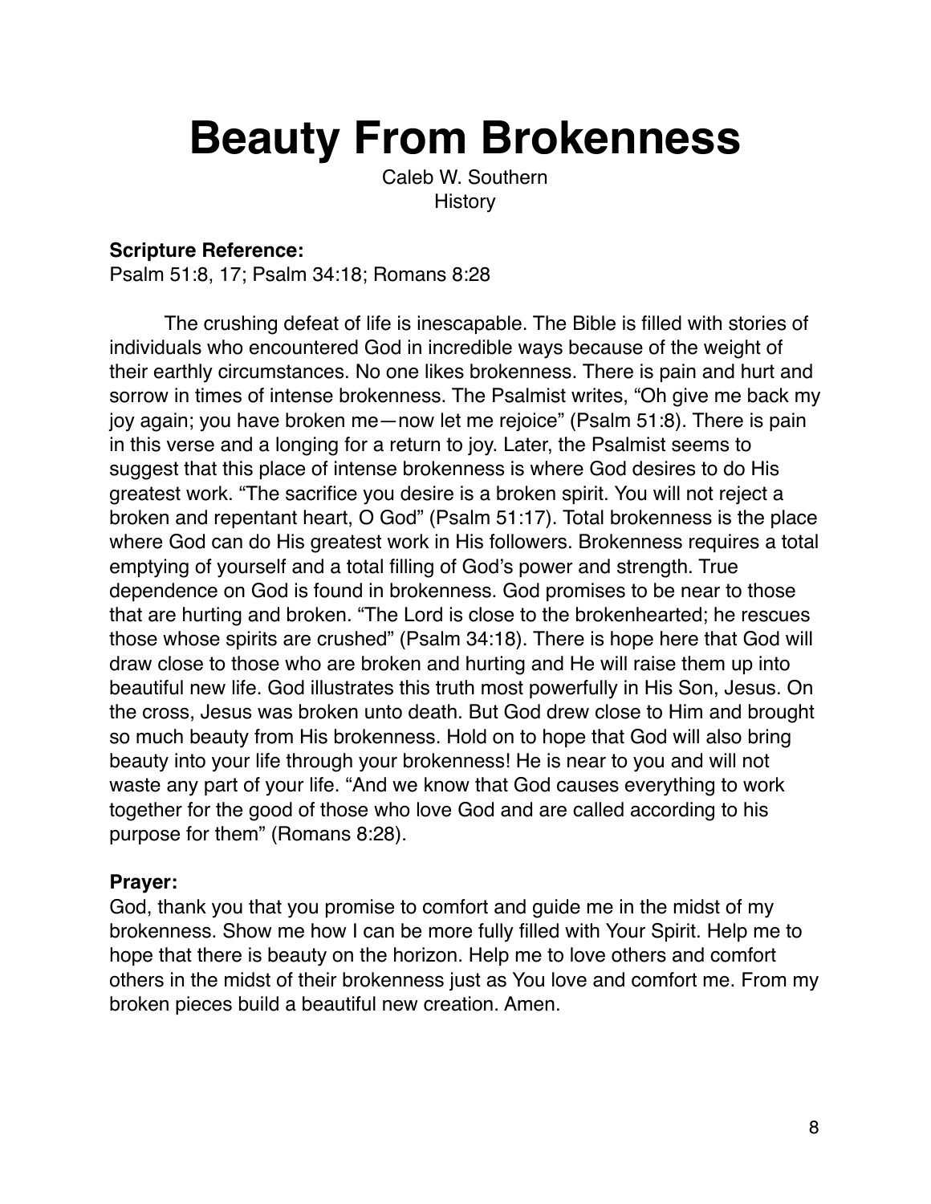# Beauty From Brokenness

Caleb W. Southern
History

**Scripture Reference:**
Psalm 51:8, 17; Psalm 34:18; Romans 8:28

The crushing defeat of life is inescapable. The Bible is filled with stories of individuals who encountered God in incredible ways because of the weight of their earthly circumstances. No one likes brokenness. There is pain and hurt and sorrow in times of intense brokenness. The Psalmist writes, "Oh give me back my joy again; you have broken me—now let me rejoice" (Psalm 51:8). There is pain in this verse and a longing for a return to joy. Later, the Psalmist seems to suggest that this place of intense brokenness is where God desires to do His greatest work. "The sacrifice you desire is a broken spirit. You will not reject a broken and repentant heart, O God" (Psalm 51:17). Total brokenness is the place where God can do His greatest work in His followers. Brokenness requires a total emptying of yourself and a total filling of God's power and strength. True dependence on God is found in brokenness. God promises to be near to those that are hurting and broken. "The Lord is close to the brokenhearted; he rescues those whose spirits are crushed" (Psalm 34:18). There is hope here that God will draw close to those who are broken and hurting and He will raise them up into beautiful new life. God illustrates this truth most powerfully in His Son, Jesus. On the cross, Jesus was broken unto death. But God drew close to Him and brought so much beauty from His brokenness. Hold on to hope that God will also bring beauty into your life through your brokenness! He is near to you and will not waste any part of your life. "And we know that God causes everything to work together for the good of those who love God and are called according to his purpose for them" (Romans 8:28).

**Prayer:**
God, thank you that you promise to comfort and guide me in the midst of my brokenness. Show me how I can be more fully filled with Your Spirit. Help me to hope that there is beauty on the horizon. Help me to love others and comfort others in the midst of their brokenness just as You love and comfort me. From my broken pieces build a beautiful new creation. Amen.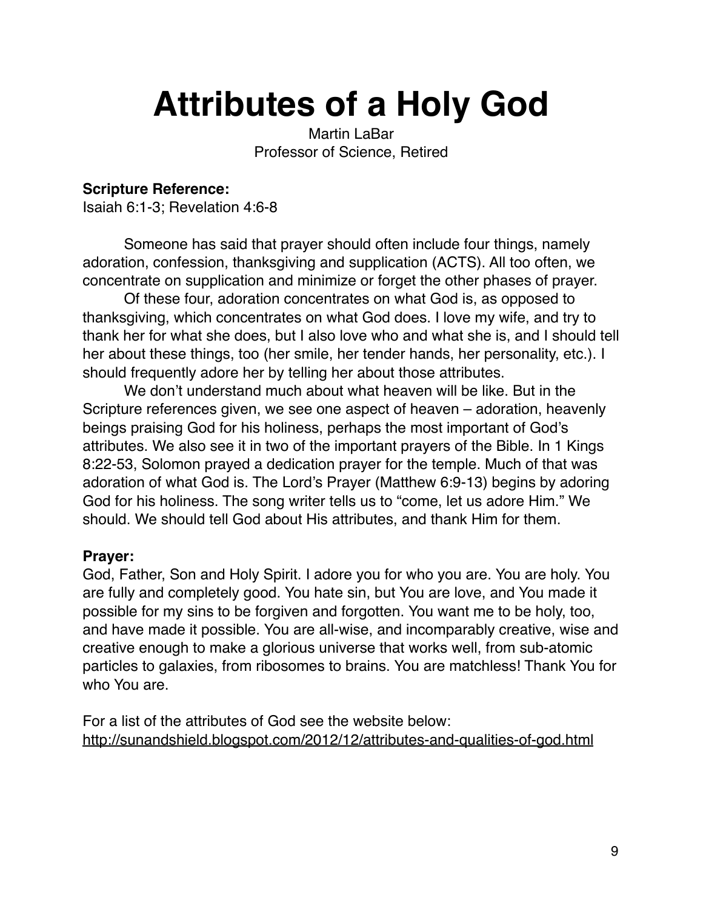# Attributes of a Holy God

Martin LaBar
Professor of Science, Retired

**Scripture Reference:**
Isaiah 6:1-3; Revelation 4:6-8

Someone has said that prayer should often include four things, namely adoration, confession, thanksgiving and supplication (ACTS). All too often, we concentrate on supplication and minimize or forget the other phases of prayer.

Of these four, adoration concentrates on what God is, as opposed to thanksgiving, which concentrates on what God does. I love my wife, and try to thank her for what she does, but I also love who and what she is, and I should tell her about these things, too (her smile, her tender hands, her personality, etc.). I should frequently adore her by telling her about those attributes.

We don't understand much about what heaven will be like. But in the Scripture references given, we see one aspect of heaven – adoration, heavenly beings praising God for his holiness, perhaps the most important of God's attributes. We also see it in two of the important prayers of the Bible. In 1 Kings 8:22-53, Solomon prayed a dedication prayer for the temple. Much of that was adoration of what God is. The Lord's Prayer (Matthew 6:9-13) begins by adoring God for his holiness. The song writer tells us to "come, let us adore Him." We should. We should tell God about His attributes, and thank Him for them.

**Prayer:**
God, Father, Son and Holy Spirit. I adore you for who you are. You are holy. You are fully and completely good. You hate sin, but You are love, and You made it possible for my sins to be forgiven and forgotten. You want me to be holy, too, and have made it possible. You are all-wise, and incomparably creative, wise and creative enough to make a glorious universe that works well, from sub-atomic particles to galaxies, from ribosomes to brains. You are matchless! Thank You for who You are.

For a list of the attributes of God see the website below:
http://sunandshield.blogspot.com/2012/12/attributes-and-qualities-of-god.html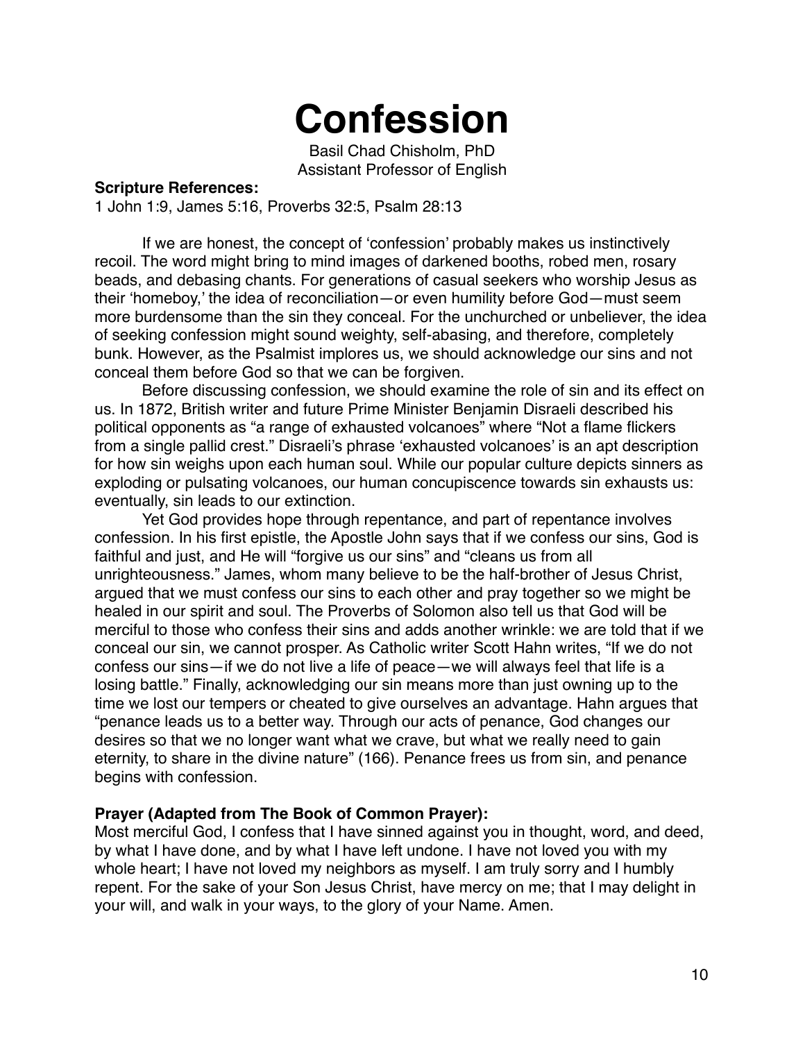# Confession

Basil Chad Chisholm, PhD
Assistant Professor of English

**Scripture References:**
1 John 1:9, James 5:16, Proverbs 32:5, Psalm 28:13

If we are honest, the concept of 'confession' probably makes us instinctively recoil. The word might bring to mind images of darkened booths, robed men, rosary beads, and debasing chants. For generations of casual seekers who worship Jesus as their 'homeboy,' the idea of reconciliation—or even humility before God—must seem more burdensome than the sin they conceal. For the unchurched or unbeliever, the idea of seeking confession might sound weighty, self-abasing, and therefore, completely bunk. However, as the Psalmist implores us, we should acknowledge our sins and not conceal them before God so that we can be forgiven.

Before discussing confession, we should examine the role of sin and its effect on us. In 1872, British writer and future Prime Minister Benjamin Disraeli described his political opponents as "a range of exhausted volcanoes" where "Not a flame flickers from a single pallid crest." Disraeli's phrase 'exhausted volcanoes' is an apt description for how sin weighs upon each human soul. While our popular culture depicts sinners as exploding or pulsating volcanoes, our human concupiscence towards sin exhausts us: eventually, sin leads to our extinction.

Yet God provides hope through repentance, and part of repentance involves confession. In his first epistle, the Apostle John says that if we confess our sins, God is faithful and just, and He will "forgive us our sins" and "cleans us from all unrighteousness." James, whom many believe to be the half-brother of Jesus Christ, argued that we must confess our sins to each other and pray together so we might be healed in our spirit and soul. The Proverbs of Solomon also tell us that God will be merciful to those who confess their sins and adds another wrinkle: we are told that if we conceal our sin, we cannot prosper. As Catholic writer Scott Hahn writes, "If we do not confess our sins—if we do not live a life of peace—we will always feel that life is a losing battle." Finally, acknowledging our sin means more than just owning up to the time we lost our tempers or cheated to give ourselves an advantage. Hahn argues that "penance leads us to a better way. Through our acts of penance, God changes our desires so that we no longer want what we crave, but what we really need to gain eternity, to share in the divine nature" (166). Penance frees us from sin, and penance begins with confession.

**Prayer (Adapted from The Book of Common Prayer):**
Most merciful God, I confess that I have sinned against you in thought, word, and deed, by what I have done, and by what I have left undone. I have not loved you with my whole heart; I have not loved my neighbors as myself. I am truly sorry and I humbly repent. For the sake of your Son Jesus Christ, have mercy on me; that I may delight in your will, and walk in your ways, to the glory of your Name. Amen.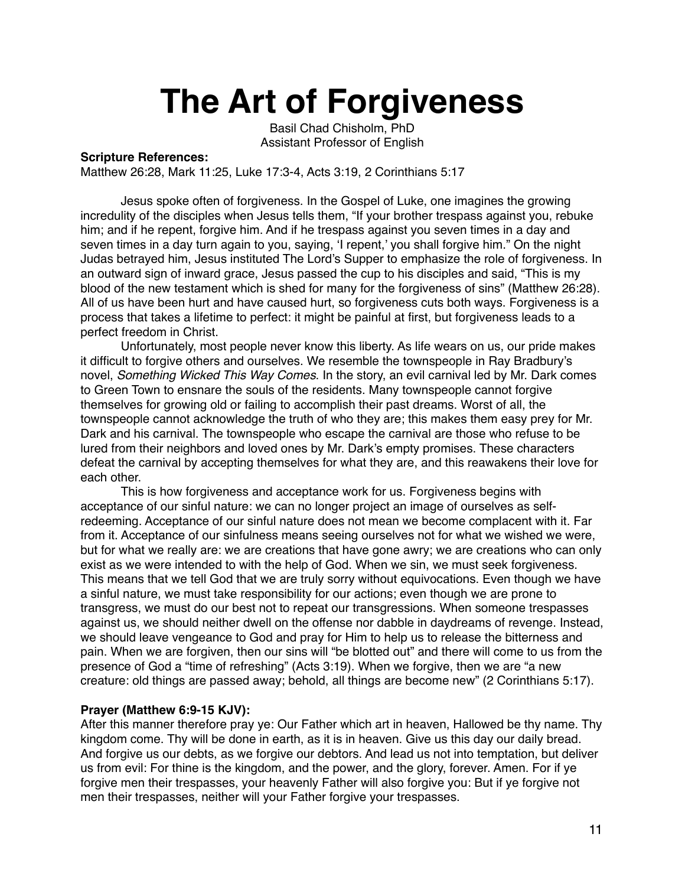# The Art of Forgiveness

Basil Chad Chisholm, PhD
Assistant Professor of English

**Scripture References:**
Matthew 26:28, Mark 11:25, Luke 17:3-4, Acts 3:19, 2 Corinthians 5:17

Jesus spoke often of forgiveness. In the Gospel of Luke, one imagines the growing incredulity of the disciples when Jesus tells them, "If your brother trespass against you, rebuke him; and if he repent, forgive him. And if he trespass against you seven times in a day and seven times in a day turn again to you, saying, 'I repent,' you shall forgive him." On the night Judas betrayed him, Jesus instituted The Lord's Supper to emphasize the role of forgiveness. In an outward sign of inward grace, Jesus passed the cup to his disciples and said, "This is my blood of the new testament which is shed for many for the forgiveness of sins" (Matthew 26:28). All of us have been hurt and have caused hurt, so forgiveness cuts both ways. Forgiveness is a process that takes a lifetime to perfect: it might be painful at first, but forgiveness leads to a perfect freedom in Christ.

Unfortunately, most people never know this liberty. As life wears on us, our pride makes it difficult to forgive others and ourselves. We resemble the townspeople in Ray Bradbury's novel, *Something Wicked This Way Comes*. In the story, an evil carnival led by Mr. Dark comes to Green Town to ensnare the souls of the residents. Many townspeople cannot forgive themselves for growing old or failing to accomplish their past dreams. Worst of all, the townspeople cannot acknowledge the truth of who they are; this makes them easy prey for Mr. Dark and his carnival. The townspeople who escape the carnival are those who refuse to be lured from their neighbors and loved ones by Mr. Dark's empty promises. These characters defeat the carnival by accepting themselves for what they are, and this reawakens their love for each other.

This is how forgiveness and acceptance work for us. Forgiveness begins with acceptance of our sinful nature: we can no longer project an image of ourselves as self-redeeming. Acceptance of our sinful nature does not mean we become complacent with it. Far from it. Acceptance of our sinfulness means seeing ourselves not for what we wished we were, but for what we really are: we are creations that have gone awry; we are creations who can only exist as we were intended to with the help of God. When we sin, we must seek forgiveness. This means that we tell God that we are truly sorry without equivocations. Even though we have a sinful nature, we must take responsibility for our actions; even though we are prone to transgress, we must do our best not to repeat our transgressions. When someone trespasses against us, we should neither dwell on the offense nor dabble in daydreams of revenge. Instead, we should leave vengeance to God and pray for Him to help us to release the bitterness and pain. When we are forgiven, then our sins will "be blotted out" and there will come to us from the presence of God a "time of refreshing" (Acts 3:19). When we forgive, then we are "a new creature: old things are passed away; behold, all things are become new" (2 Corinthians 5:17).

**Prayer (Matthew 6:9-15 KJV):**
After this manner therefore pray ye: Our Father which art in heaven, Hallowed be thy name. Thy kingdom come. Thy will be done in earth, as it is in heaven. Give us this day our daily bread. And forgive us our debts, as we forgive our debtors. And lead us not into temptation, but deliver us from evil: For thine is the kingdom, and the power, and the glory, forever. Amen. For if ye forgive men their trespasses, your heavenly Father will also forgive you: But if ye forgive not men their trespasses, neither will your Father forgive your trespasses.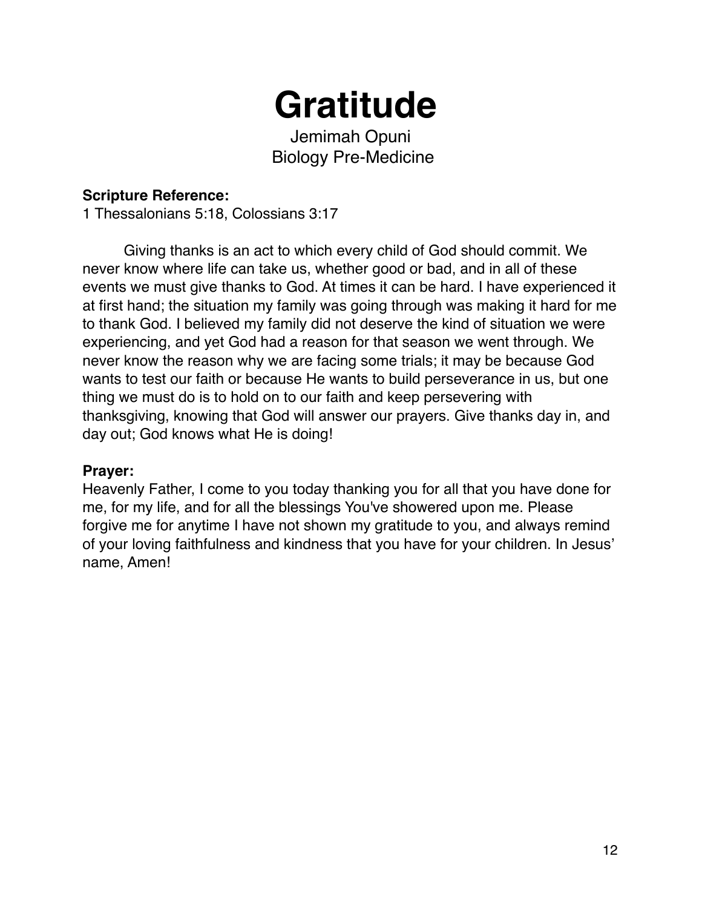# Gratitude

Jemimah Opuni
Biology Pre-Medicine

**Scripture Reference:**
1 Thessalonians 5:18, Colossians 3:17

Giving thanks is an act to which every child of God should commit. We never know where life can take us, whether good or bad, and in all of these events we must give thanks to God. At times it can be hard. I have experienced it at first hand; the situation my family was going through was making it hard for me to thank God. I believed my family did not deserve the kind of situation we were experiencing, and yet God had a reason for that season we went through. We never know the reason why we are facing some trials; it may be because God wants to test our faith or because He wants to build perseverance in us, but one thing we must do is to hold on to our faith and keep persevering with thanksgiving, knowing that God will answer our prayers. Give thanks day in, and day out; God knows what He is doing!

**Prayer:**
Heavenly Father, I come to you today thanking you for all that you have done for me, for my life, and for all the blessings You've showered upon me. Please forgive me for anytime I have not shown my gratitude to you, and always remind of your loving faithfulness and kindness that you have for your children. In Jesus' name, Amen!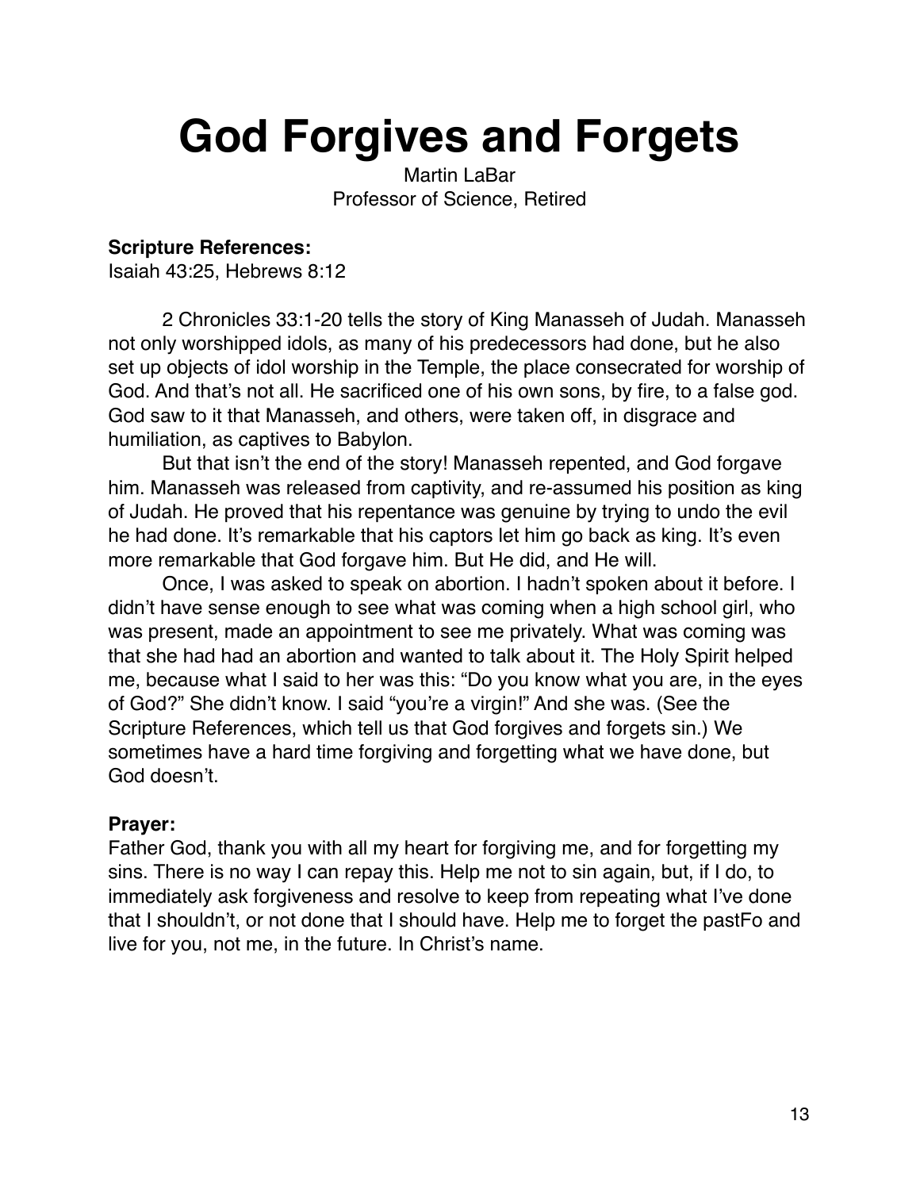# God Forgives and Forgets

Martin LaBar
Professor of Science, Retired

**Scripture References:**
Isaiah 43:25, Hebrews 8:12

2 Chronicles 33:1-20 tells the story of King Manasseh of Judah. Manasseh not only worshipped idols, as many of his predecessors had done, but he also set up objects of idol worship in the Temple, the place consecrated for worship of God. And that's not all. He sacrificed one of his own sons, by fire, to a false god. God saw to it that Manasseh, and others, were taken off, in disgrace and humiliation, as captives to Babylon.

But that isn't the end of the story! Manasseh repented, and God forgave him. Manasseh was released from captivity, and re-assumed his position as king of Judah. He proved that his repentance was genuine by trying to undo the evil he had done. It's remarkable that his captors let him go back as king. It's even more remarkable that God forgave him. But He did, and He will.

Once, I was asked to speak on abortion. I hadn't spoken about it before. I didn't have sense enough to see what was coming when a high school girl, who was present, made an appointment to see me privately. What was coming was that she had had an abortion and wanted to talk about it. The Holy Spirit helped me, because what I said to her was this: "Do you know what you are, in the eyes of God?" She didn't know. I said "you're a virgin!" And she was. (See the Scripture References, which tell us that God forgives and forgets sin.) We sometimes have a hard time forgiving and forgetting what we have done, but God doesn't.

**Prayer:**
Father God, thank you with all my heart for forgiving me, and for forgetting my sins. There is no way I can repay this. Help me not to sin again, but, if I do, to immediately ask forgiveness and resolve to keep from repeating what I've done that I shouldn't, or not done that I should have. Help me to forget the pastFo and live for you, not me, in the future. In Christ's name.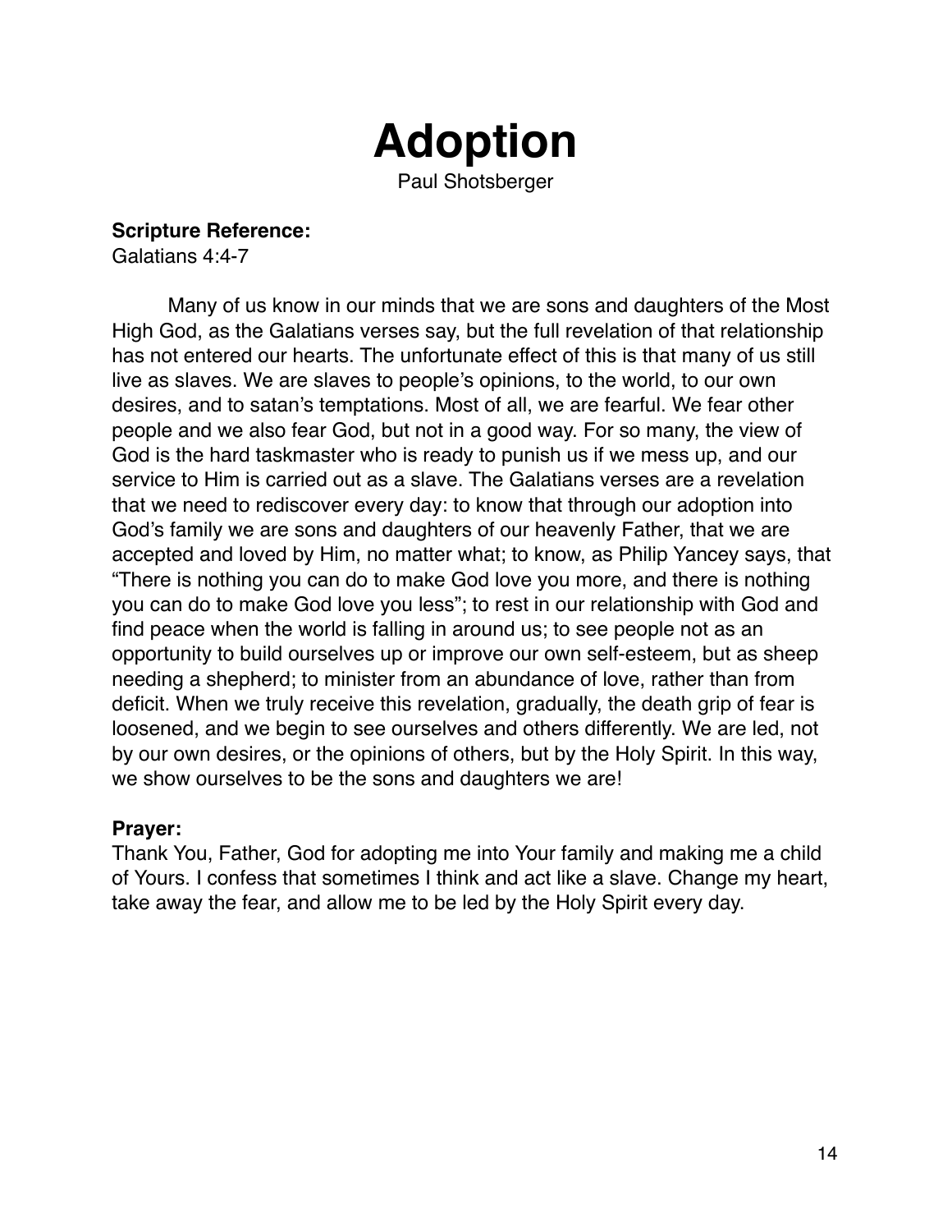# Adoption

Paul Shotsberger

**Scripture Reference:**
Galatians 4:4-7

Many of us know in our minds that we are sons and daughters of the Most High God, as the Galatians verses say, but the full revelation of that relationship has not entered our hearts. The unfortunate effect of this is that many of us still live as slaves. We are slaves to people's opinions, to the world, to our own desires, and to satan's temptations. Most of all, we are fearful. We fear other people and we also fear God, but not in a good way. For so many, the view of God is the hard taskmaster who is ready to punish us if we mess up, and our service to Him is carried out as a slave. The Galatians verses are a revelation that we need to rediscover every day: to know that through our adoption into God's family we are sons and daughters of our heavenly Father, that we are accepted and loved by Him, no matter what; to know, as Philip Yancey says, that "There is nothing you can do to make God love you more, and there is nothing you can do to make God love you less"; to rest in our relationship with God and find peace when the world is falling in around us; to see people not as an opportunity to build ourselves up or improve our own self-esteem, but as sheep needing a shepherd; to minister from an abundance of love, rather than from deficit. When we truly receive this revelation, gradually, the death grip of fear is loosened, and we begin to see ourselves and others differently. We are led, not by our own desires, or the opinions of others, but by the Holy Spirit. In this way, we show ourselves to be the sons and daughters we are!

**Prayer:**
Thank You, Father, God for adopting me into Your family and making me a child of Yours. I confess that sometimes I think and act like a slave. Change my heart, take away the fear, and allow me to be led by the Holy Spirit every day.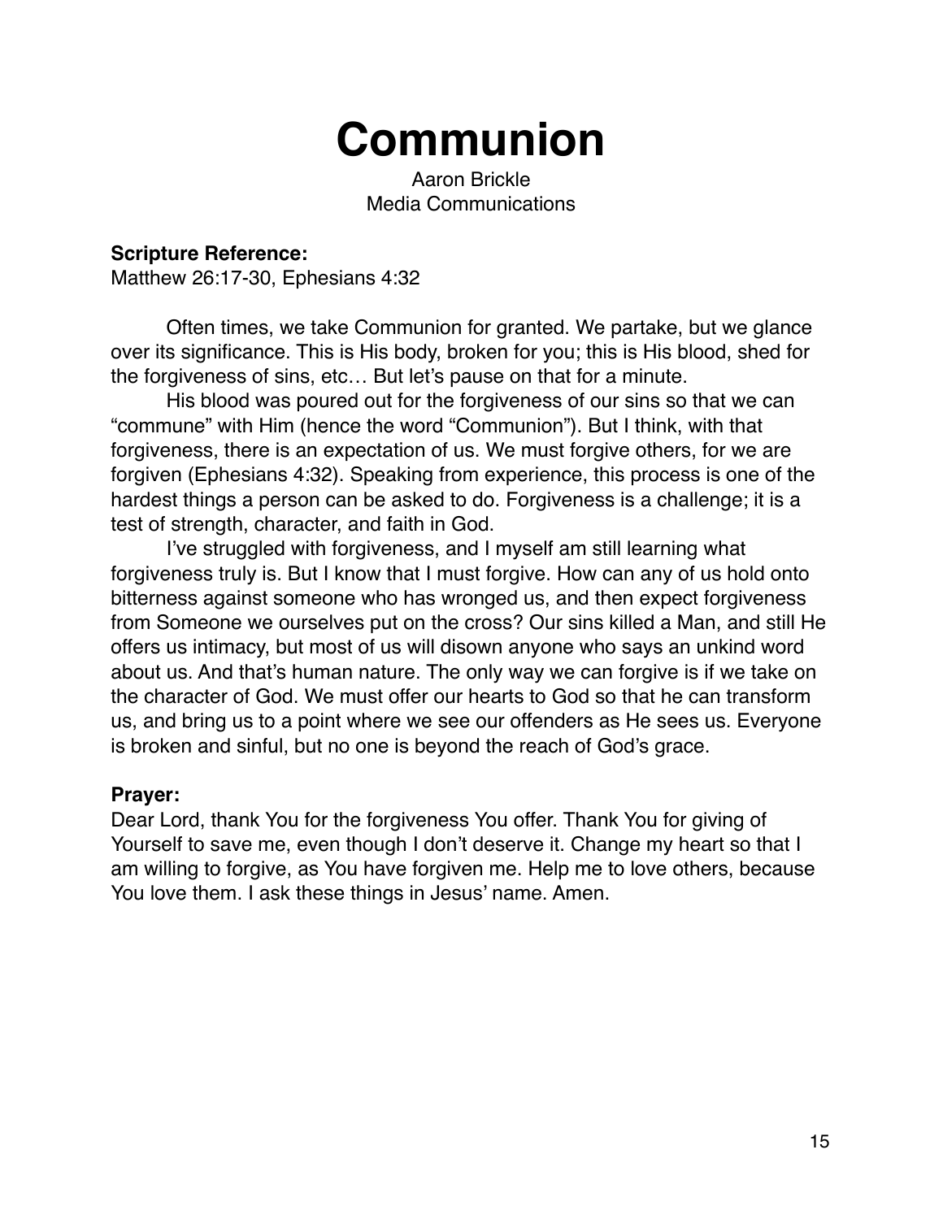# Communion

Aaron Brickle
Media Communications

**Scripture Reference:**
Matthew 26:17-30, Ephesians 4:32

Often times, we take Communion for granted. We partake, but we glance over its significance. This is His body, broken for you; this is His blood, shed for the forgiveness of sins, etc… But let's pause on that for a minute.

His blood was poured out for the forgiveness of our sins so that we can "commune" with Him (hence the word "Communion"). But I think, with that forgiveness, there is an expectation of us. We must forgive others, for we are forgiven (Ephesians 4:32). Speaking from experience, this process is one of the hardest things a person can be asked to do. Forgiveness is a challenge; it is a test of strength, character, and faith in God.

I've struggled with forgiveness, and I myself am still learning what forgiveness truly is. But I know that I must forgive. How can any of us hold onto bitterness against someone who has wronged us, and then expect forgiveness from Someone we ourselves put on the cross? Our sins killed a Man, and still He offers us intimacy, but most of us will disown anyone who says an unkind word about us. And that's human nature. The only way we can forgive is if we take on the character of God. We must offer our hearts to God so that he can transform us, and bring us to a point where we see our offenders as He sees us. Everyone is broken and sinful, but no one is beyond the reach of God's grace.

**Prayer:**
Dear Lord, thank You for the forgiveness You offer. Thank You for giving of Yourself to save me, even though I don't deserve it. Change my heart so that I am willing to forgive, as You have forgiven me. Help me to love others, because You love them. I ask these things in Jesus' name. Amen.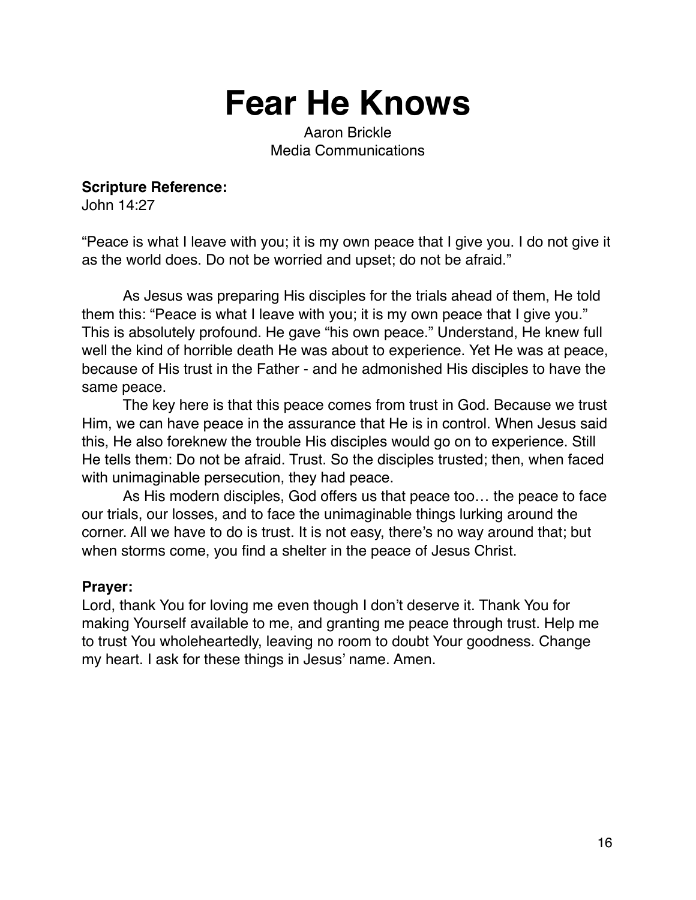# Fear He Knows

Aaron Brickle
Media Communications

**Scripture Reference:**
John 14:27

“Peace is what I leave with you; it is my own peace that I give you. I do not give it as the world does. Do not be worried and upset; do not be afraid.”

As Jesus was preparing His disciples for the trials ahead of them, He told them this: “Peace is what I leave with you; it is my own peace that I give you.” This is absolutely profound. He gave “his own peace.” Understand, He knew full well the kind of horrible death He was about to experience. Yet He was at peace, because of His trust in the Father - and he admonished His disciples to have the same peace.

The key here is that this peace comes from trust in God. Because we trust Him, we can have peace in the assurance that He is in control. When Jesus said this, He also foreknew the trouble His disciples would go on to experience. Still He tells them: Do not be afraid. Trust. So the disciples trusted; then, when faced with unimaginable persecution, they had peace.

As His modern disciples, God offers us that peace too… the peace to face our trials, our losses, and to face the unimaginable things lurking around the corner. All we have to do is trust. It is not easy, there’s no way around that; but when storms come, you find a shelter in the peace of Jesus Christ.

**Prayer:**
Lord, thank You for loving me even though I don’t deserve it. Thank You for making Yourself available to me, and granting me peace through trust. Help me to trust You wholeheartedly, leaving no room to doubt Your goodness. Change my heart. I ask for these things in Jesus’ name. Amen.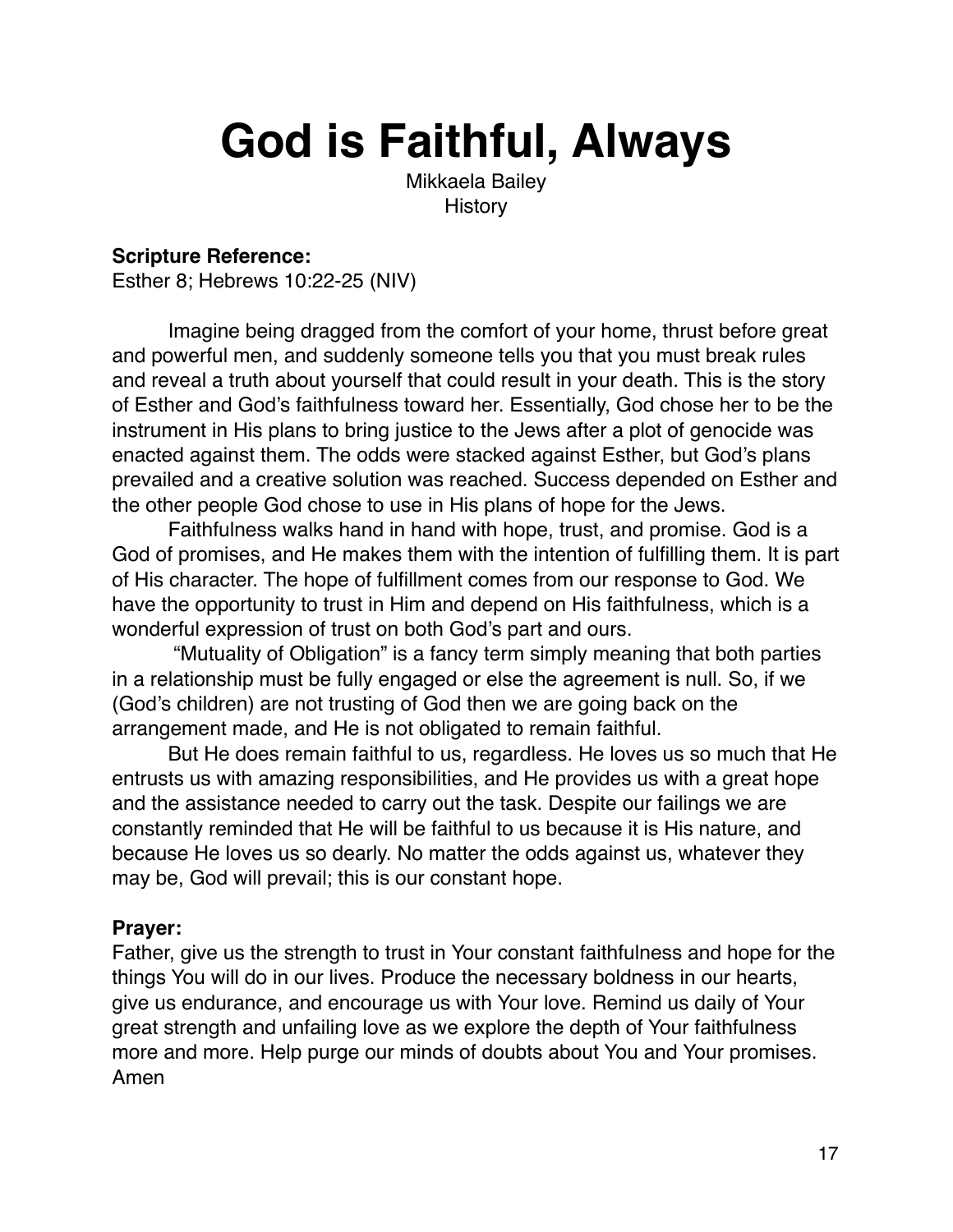# God is Faithful, Always

Mikkaela Bailey
History

**Scripture Reference:**
Esther 8; Hebrews 10:22-25 (NIV)

Imagine being dragged from the comfort of your home, thrust before great and powerful men, and suddenly someone tells you that you must break rules and reveal a truth about yourself that could result in your death. This is the story of Esther and God's faithfulness toward her. Essentially, God chose her to be the instrument in His plans to bring justice to the Jews after a plot of genocide was enacted against them. The odds were stacked against Esther, but God's plans prevailed and a creative solution was reached. Success depended on Esther and the other people God chose to use in His plans of hope for the Jews.

Faithfulness walks hand in hand with hope, trust, and promise. God is a God of promises, and He makes them with the intention of fulfilling them. It is part of His character. The hope of fulfillment comes from our response to God. We have the opportunity to trust in Him and depend on His faithfulness, which is a wonderful expression of trust on both God's part and ours.

"Mutuality of Obligation" is a fancy term simply meaning that both parties in a relationship must be fully engaged or else the agreement is null. So, if we (God's children) are not trusting of God then we are going back on the arrangement made, and He is not obligated to remain faithful.

But He does remain faithful to us, regardless. He loves us so much that He entrusts us with amazing responsibilities, and He provides us with a great hope and the assistance needed to carry out the task. Despite our failings we are constantly reminded that He will be faithful to us because it is His nature, and because He loves us so dearly. No matter the odds against us, whatever they may be, God will prevail; this is our constant hope.

**Prayer:**
Father, give us the strength to trust in Your constant faithfulness and hope for the things You will do in our lives. Produce the necessary boldness in our hearts, give us endurance, and encourage us with Your love. Remind us daily of Your great strength and unfailing love as we explore the depth of Your faithfulness more and more. Help purge our minds of doubts about You and Your promises. Amen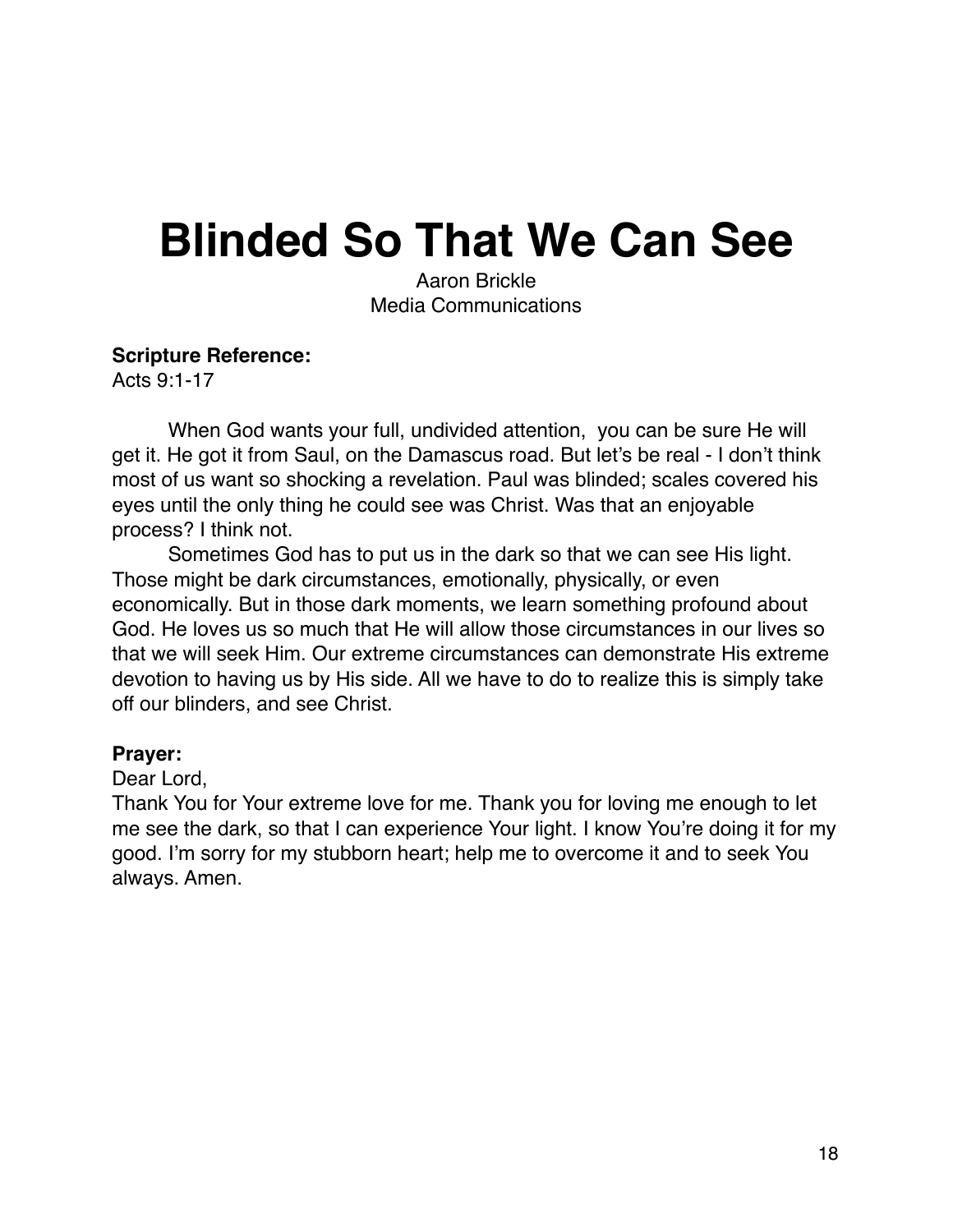# Blinded So That We Can See

Aaron Brickle
Media Communications

**Scripture Reference:**
Acts 9:1-17

When God wants your full, undivided attention,  you can be sure He will get it. He got it from Saul, on the Damascus road. But let's be real - I don't think most of us want so shocking a revelation. Paul was blinded; scales covered his eyes until the only thing he could see was Christ. Was that an enjoyable process? I think not.

Sometimes God has to put us in the dark so that we can see His light. Those might be dark circumstances, emotionally, physically, or even economically. But in those dark moments, we learn something profound about God. He loves us so much that He will allow those circumstances in our lives so that we will seek Him. Our extreme circumstances can demonstrate His extreme devotion to having us by His side. All we have to do to realize this is simply take off our blinders, and see Christ.

**Prayer:**
Dear Lord,
Thank You for Your extreme love for me. Thank you for loving me enough to let me see the dark, so that I can experience Your light. I know You're doing it for my good. I'm sorry for my stubborn heart; help me to overcome it and to seek You always. Amen.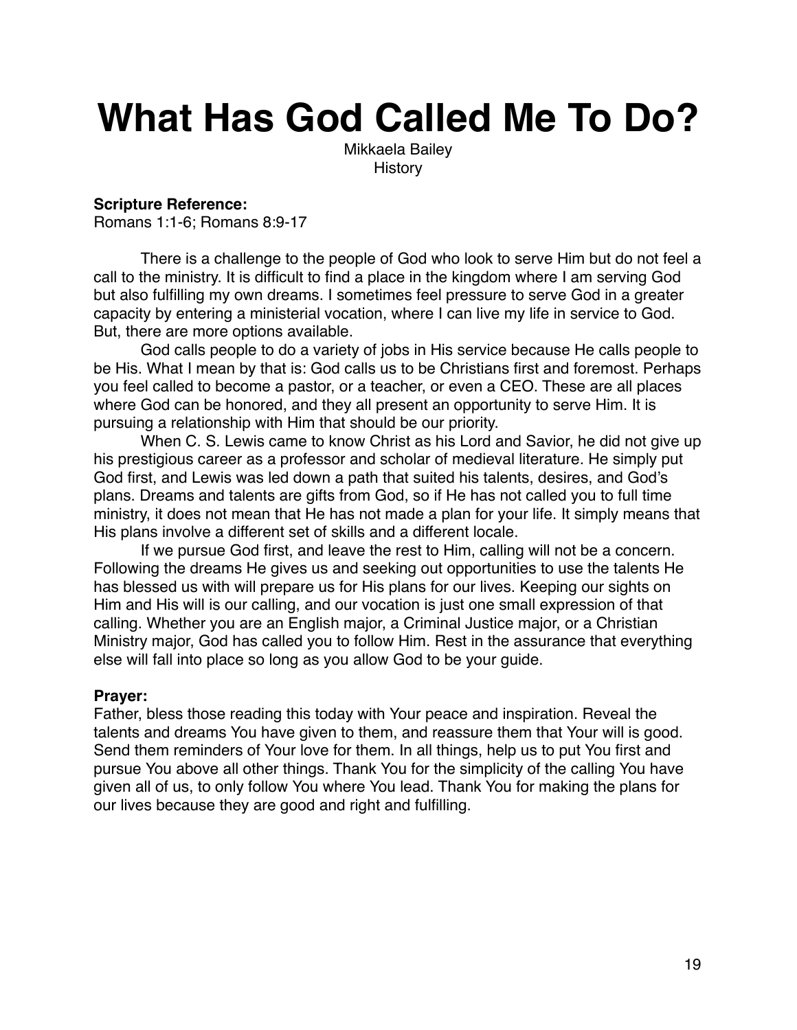# What Has God Called Me To Do?

Mikkaela Bailey
History

**Scripture Reference:**
Romans 1:1-6; Romans 8:9-17

There is a challenge to the people of God who look to serve Him but do not feel a call to the ministry. It is difficult to find a place in the kingdom where I am serving God but also fulfilling my own dreams. I sometimes feel pressure to serve God in a greater capacity by entering a ministerial vocation, where I can live my life in service to God. But, there are more options available.

God calls people to do a variety of jobs in His service because He calls people to be His. What I mean by that is: God calls us to be Christians first and foremost. Perhaps you feel called to become a pastor, or a teacher, or even a CEO. These are all places where God can be honored, and they all present an opportunity to serve Him. It is pursuing a relationship with Him that should be our priority.

When C. S. Lewis came to know Christ as his Lord and Savior, he did not give up his prestigious career as a professor and scholar of medieval literature. He simply put God first, and Lewis was led down a path that suited his talents, desires, and God's plans. Dreams and talents are gifts from God, so if He has not called you to full time ministry, it does not mean that He has not made a plan for your life. It simply means that His plans involve a different set of skills and a different locale.

If we pursue God first, and leave the rest to Him, calling will not be a concern. Following the dreams He gives us and seeking out opportunities to use the talents He has blessed us with will prepare us for His plans for our lives. Keeping our sights on Him and His will is our calling, and our vocation is just one small expression of that calling. Whether you are an English major, a Criminal Justice major, or a Christian Ministry major, God has called you to follow Him. Rest in the assurance that everything else will fall into place so long as you allow God to be your guide.

**Prayer:**
Father, bless those reading this today with Your peace and inspiration. Reveal the talents and dreams You have given to them, and reassure them that Your will is good. Send them reminders of Your love for them. In all things, help us to put You first and pursue You above all other things. Thank You for the simplicity of the calling You have given all of us, to only follow You where You lead. Thank You for making the plans for our lives because they are good and right and fulfilling.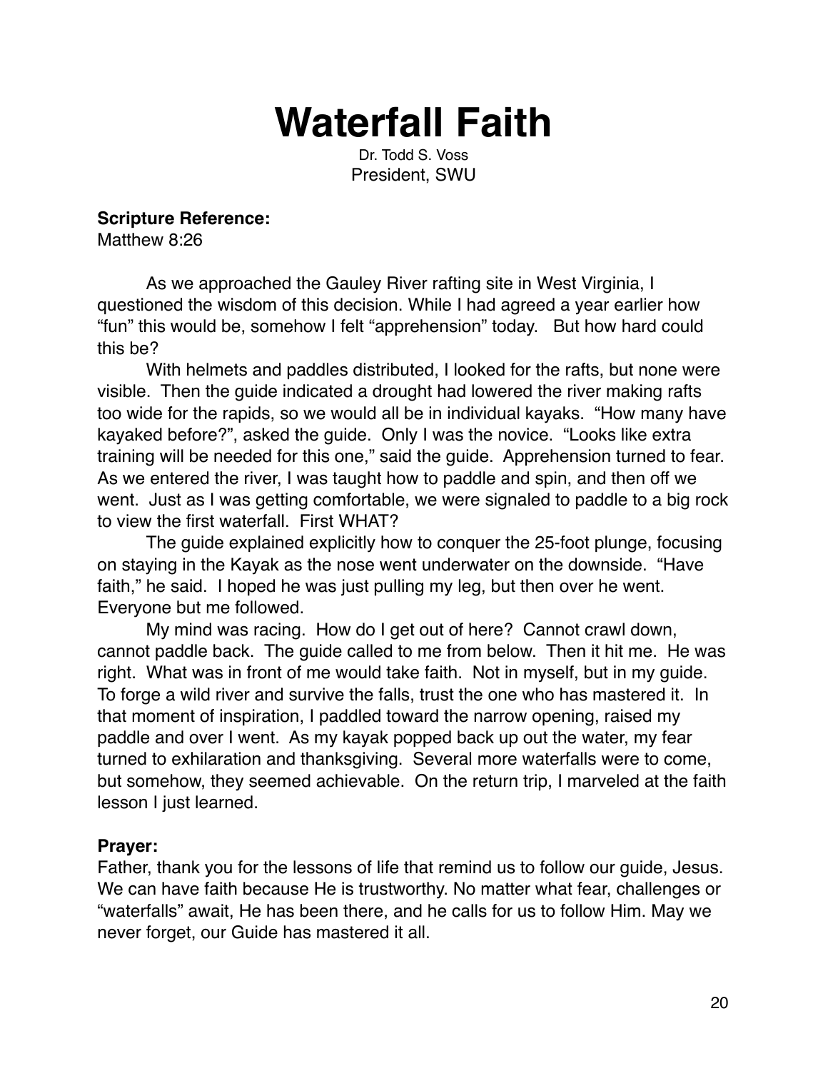# Waterfall Faith

Dr. Todd S. Voss
President, SWU

**Scripture Reference:**
Matthew 8:26

As we approached the Gauley River rafting site in West Virginia, I questioned the wisdom of this decision. While I had agreed a year earlier how "fun" this would be, somehow I felt "apprehension" today. But how hard could this be?

With helmets and paddles distributed, I looked for the rafts, but none were visible. Then the guide indicated a drought had lowered the river making rafts too wide for the rapids, so we would all be in individual kayaks. "How many have kayaked before?", asked the guide. Only I was the novice. "Looks like extra training will be needed for this one," said the guide. Apprehension turned to fear. As we entered the river, I was taught how to paddle and spin, and then off we went. Just as I was getting comfortable, we were signaled to paddle to a big rock to view the first waterfall. First WHAT?

The guide explained explicitly how to conquer the 25-foot plunge, focusing on staying in the Kayak as the nose went underwater on the downside. "Have faith," he said. I hoped he was just pulling my leg, but then over he went. Everyone but me followed.

My mind was racing. How do I get out of here? Cannot crawl down, cannot paddle back. The guide called to me from below. Then it hit me. He was right. What was in front of me would take faith. Not in myself, but in my guide. To forge a wild river and survive the falls, trust the one who has mastered it. In that moment of inspiration, I paddled toward the narrow opening, raised my paddle and over I went. As my kayak popped back up out the water, my fear turned to exhilaration and thanksgiving. Several more waterfalls were to come, but somehow, they seemed achievable. On the return trip, I marveled at the faith lesson I just learned.

**Prayer:**
Father, thank you for the lessons of life that remind us to follow our guide, Jesus. We can have faith because He is trustworthy. No matter what fear, challenges or "waterfalls" await, He has been there, and he calls for us to follow Him. May we never forget, our Guide has mastered it all.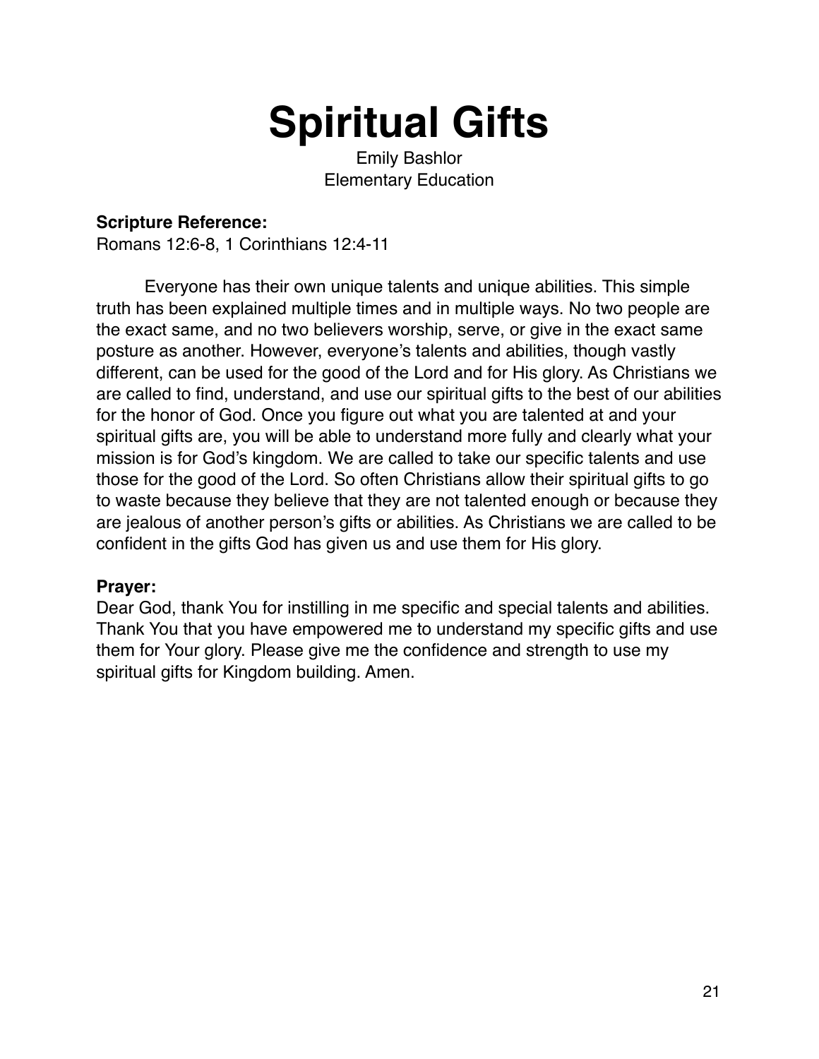# Spiritual Gifts

Emily Bashlor
Elementary Education

**Scripture Reference:**
Romans 12:6-8, 1 Corinthians 12:4-11

Everyone has their own unique talents and unique abilities. This simple truth has been explained multiple times and in multiple ways. No two people are the exact same, and no two believers worship, serve, or give in the exact same posture as another. However, everyone's talents and abilities, though vastly different, can be used for the good of the Lord and for His glory. As Christians we are called to find, understand, and use our spiritual gifts to the best of our abilities for the honor of God. Once you figure out what you are talented at and your spiritual gifts are, you will be able to understand more fully and clearly what your mission is for God's kingdom. We are called to take our specific talents and use those for the good of the Lord. So often Christians allow their spiritual gifts to go to waste because they believe that they are not talented enough or because they are jealous of another person's gifts or abilities. As Christians we are called to be confident in the gifts God has given us and use them for His glory.

**Prayer:**
Dear God, thank You for instilling in me specific and special talents and abilities. Thank You that you have empowered me to understand my specific gifts and use them for Your glory. Please give me the confidence and strength to use my spiritual gifts for Kingdom building. Amen.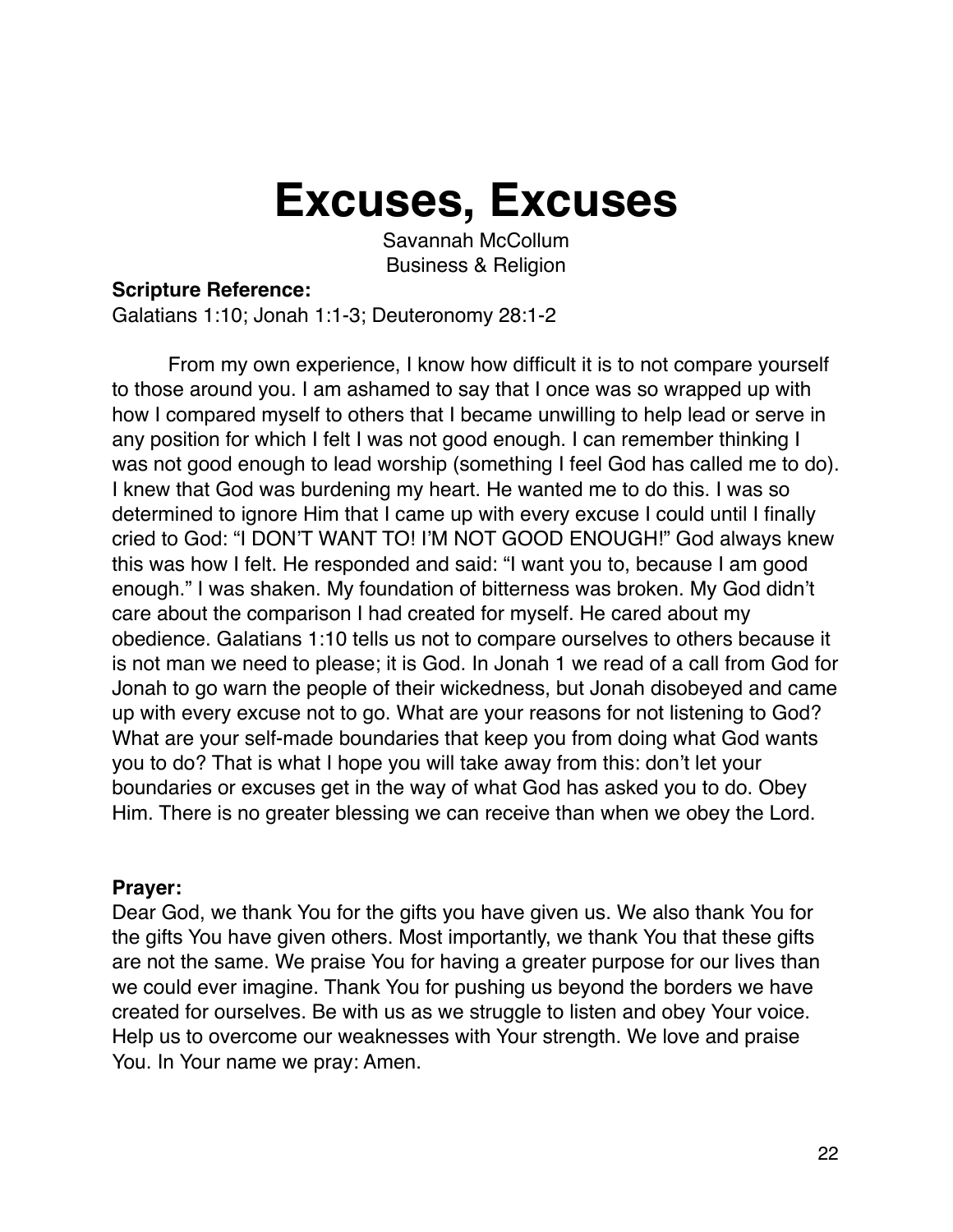# Excuses, Excuses

Savannah McCollum
Business & Religion

**Scripture Reference:**
Galatians 1:10; Jonah 1:1-3; Deuteronomy 28:1-2

From my own experience, I know how difficult it is to not compare yourself to those around you. I am ashamed to say that I once was so wrapped up with how I compared myself to others that I became unwilling to help lead or serve in any position for which I felt I was not good enough. I can remember thinking I was not good enough to lead worship (something I feel God has called me to do). I knew that God was burdening my heart. He wanted me to do this. I was so determined to ignore Him that I came up with every excuse I could until I finally cried to God: "I DON'T WANT TO! I'M NOT GOOD ENOUGH!" God always knew this was how I felt. He responded and said: "I want you to, because I am good enough." I was shaken. My foundation of bitterness was broken. My God didn't care about the comparison I had created for myself. He cared about my obedience. Galatians 1:10 tells us not to compare ourselves to others because it is not man we need to please; it is God. In Jonah 1 we read of a call from God for Jonah to go warn the people of their wickedness, but Jonah disobeyed and came up with every excuse not to go. What are your reasons for not listening to God? What are your self-made boundaries that keep you from doing what God wants you to do? That is what I hope you will take away from this: don't let your boundaries or excuses get in the way of what God has asked you to do. Obey Him. There is no greater blessing we can receive than when we obey the Lord.

**Prayer:**
Dear God, we thank You for the gifts you have given us. We also thank You for the gifts You have given others. Most importantly, we thank You that these gifts are not the same. We praise You for having a greater purpose for our lives than we could ever imagine. Thank You for pushing us beyond the borders we have created for ourselves. Be with us as we struggle to listen and obey Your voice. Help us to overcome our weaknesses with Your strength. We love and praise You. In Your name we pray: Amen.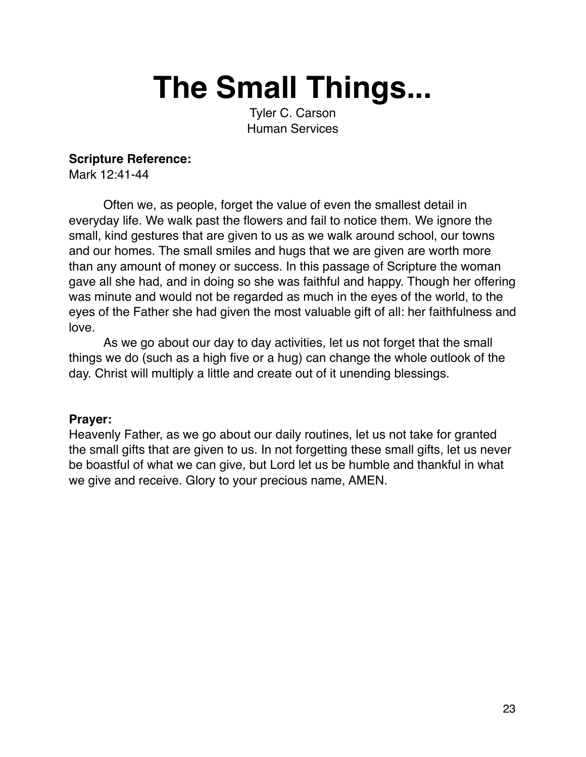# The Small Things...

Tyler C. Carson
Human Services

**Scripture Reference:**
Mark 12:41-44

Often we, as people, forget the value of even the smallest detail in everyday life. We walk past the flowers and fail to notice them. We ignore the small, kind gestures that are given to us as we walk around school, our towns and our homes. The small smiles and hugs that we are given are worth more than any amount of money or success. In this passage of Scripture the woman gave all she had, and in doing so she was faithful and happy. Though her offering was minute and would not be regarded as much in the eyes of the world, to the eyes of the Father she had given the most valuable gift of all: her faithfulness and love.

As we go about our day to day activities, let us not forget that the small things we do (such as a high five or a hug) can change the whole outlook of the day. Christ will multiply a little and create out of it unending blessings.

**Prayer:**
Heavenly Father, as we go about our daily routines, let us not take for granted the small gifts that are given to us. In not forgetting these small gifts, let us never be boastful of what we can give, but Lord let us be humble and thankful in what we give and receive. Glory to your precious name, AMEN.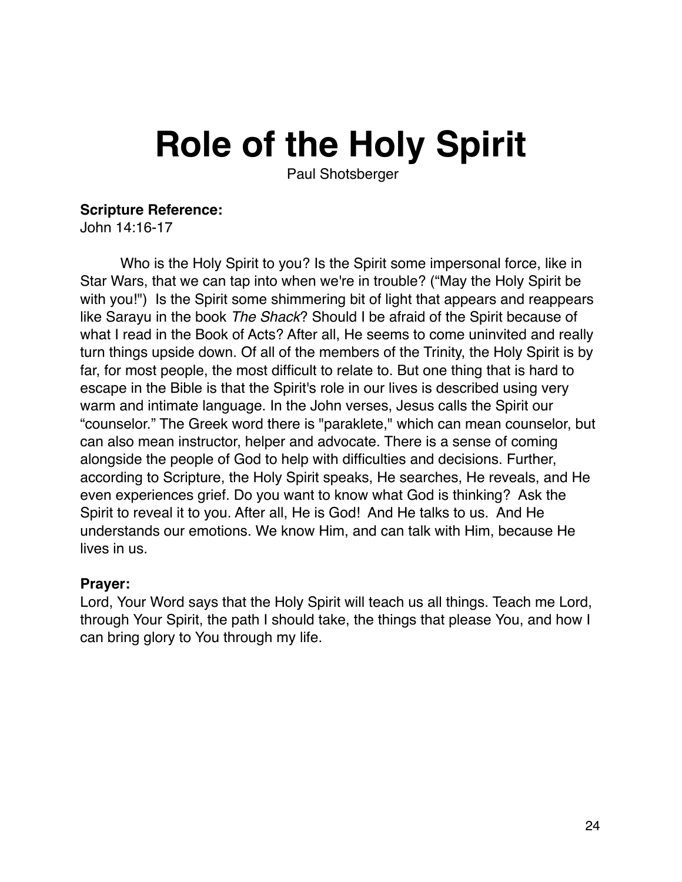# Role of the Holy Spirit

Paul Shotsberger

**Scripture Reference:**
John 14:16-17

Who is the Holy Spirit to you? Is the Spirit some impersonal force, like in Star Wars, that we can tap into when we're in trouble? ("May the Holy Spirit be with you!") Is the Spirit some shimmering bit of light that appears and reappears like Sarayu in the book *The Shack*? Should I be afraid of the Spirit because of what I read in the Book of Acts? After all, He seems to come uninvited and really turn things upside down. Of all of the members of the Trinity, the Holy Spirit is by far, for most people, the most difficult to relate to. But one thing that is hard to escape in the Bible is that the Spirit's role in our lives is described using very warm and intimate language. In the John verses, Jesus calls the Spirit our "counselor." The Greek word there is "paraklete," which can mean counselor, but can also mean instructor, helper and advocate. There is a sense of coming alongside the people of God to help with difficulties and decisions. Further, according to Scripture, the Holy Spirit speaks, He searches, He reveals, and He even experiences grief. Do you want to know what God is thinking? Ask the Spirit to reveal it to you. After all, He is God! And He talks to us. And He understands our emotions. We know Him, and can talk with Him, because He lives in us.

**Prayer:**
Lord, Your Word says that the Holy Spirit will teach us all things. Teach me Lord, through Your Spirit, the path I should take, the things that please You, and how I can bring glory to You through my life.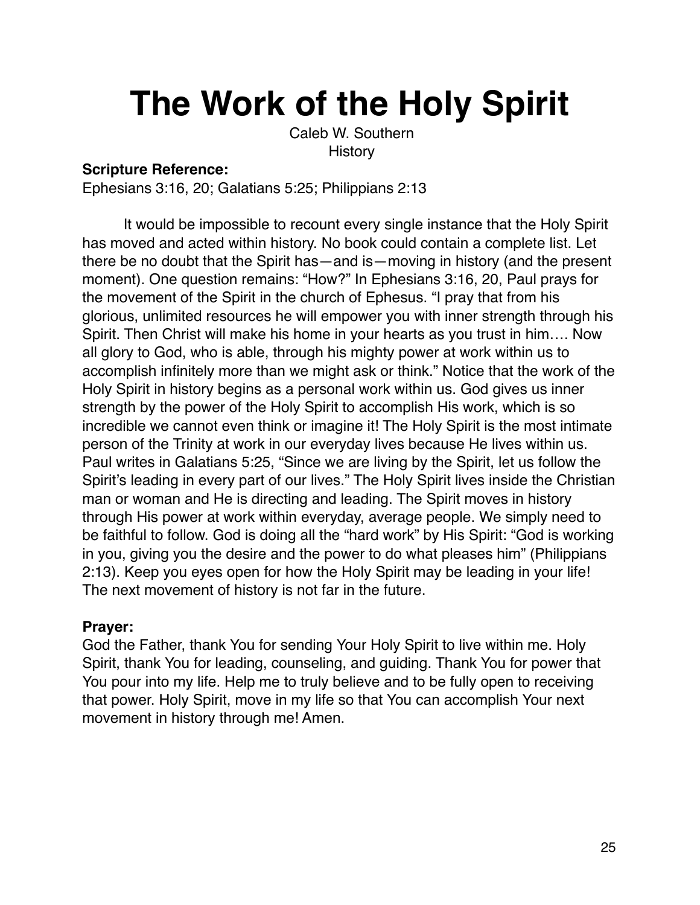# The Work of the Holy Spirit

Caleb W. Southern
History

**Scripture Reference:**
Ephesians 3:16, 20; Galatians 5:25; Philippians 2:13

It would be impossible to recount every single instance that the Holy Spirit has moved and acted within history. No book could contain a complete list. Let there be no doubt that the Spirit has—and is—moving in history (and the present moment). One question remains: "How?" In Ephesians 3:16, 20, Paul prays for the movement of the Spirit in the church of Ephesus. "I pray that from his glorious, unlimited resources he will empower you with inner strength through his Spirit. Then Christ will make his home in your hearts as you trust in him…. Now all glory to God, who is able, through his mighty power at work within us to accomplish infinitely more than we might ask or think." Notice that the work of the Holy Spirit in history begins as a personal work within us. God gives us inner strength by the power of the Holy Spirit to accomplish His work, which is so incredible we cannot even think or imagine it! The Holy Spirit is the most intimate person of the Trinity at work in our everyday lives because He lives within us. Paul writes in Galatians 5:25, "Since we are living by the Spirit, let us follow the Spirit's leading in every part of our lives." The Holy Spirit lives inside the Christian man or woman and He is directing and leading. The Spirit moves in history through His power at work within everyday, average people. We simply need to be faithful to follow. God is doing all the "hard work" by His Spirit: "God is working in you, giving you the desire and the power to do what pleases him" (Philippians 2:13). Keep you eyes open for how the Holy Spirit may be leading in your life! The next movement of history is not far in the future.

**Prayer:**
God the Father, thank You for sending Your Holy Spirit to live within me. Holy Spirit, thank You for leading, counseling, and guiding. Thank You for power that You pour into my life. Help me to truly believe and to be fully open to receiving that power. Holy Spirit, move in my life so that You can accomplish Your next movement in history through me! Amen.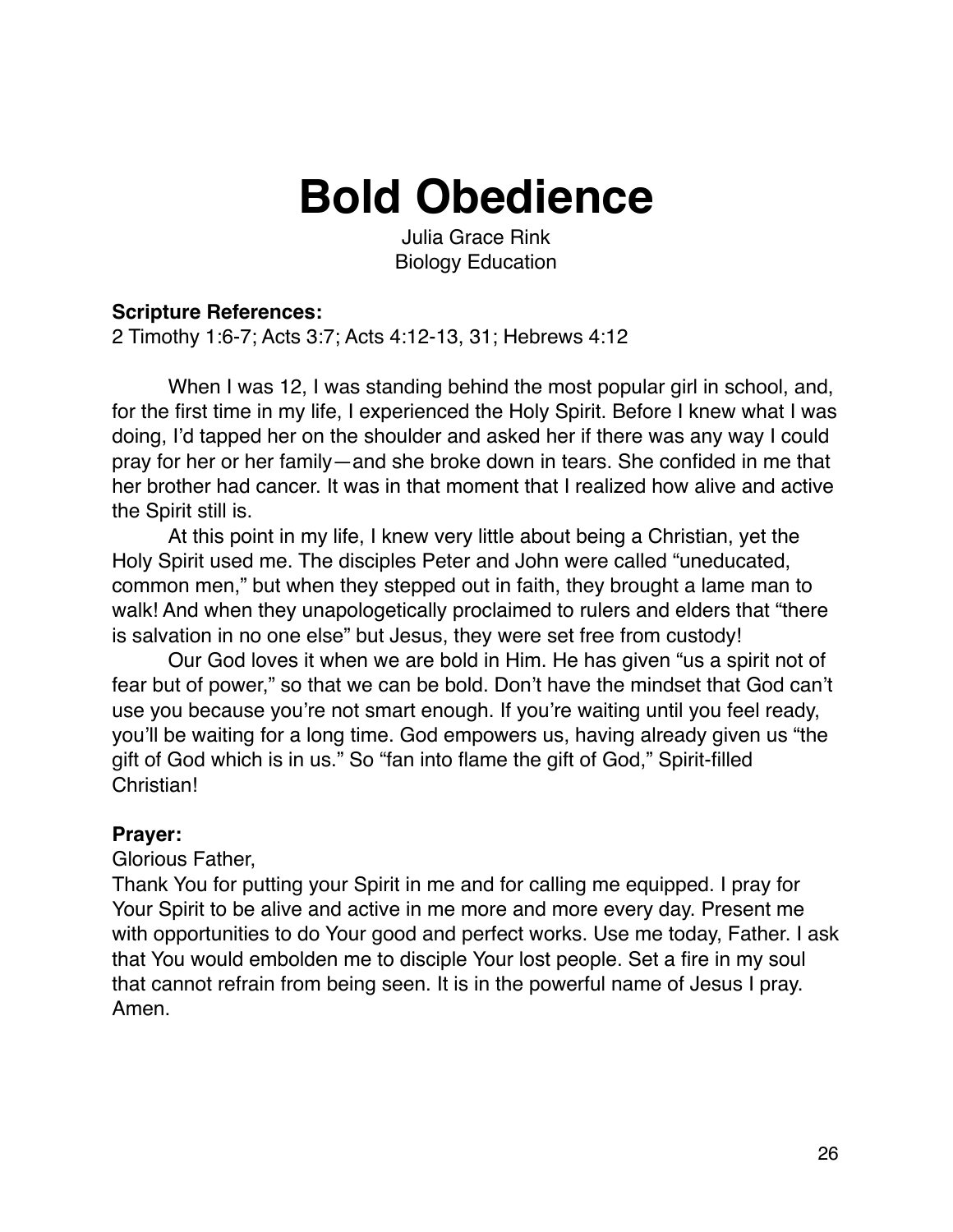# Bold Obedience

Julia Grace Rink
Biology Education

**Scripture References:**
2 Timothy 1:6-7; Acts 3:7; Acts 4:12-13, 31; Hebrews 4:12

When I was 12, I was standing behind the most popular girl in school, and, for the first time in my life, I experienced the Holy Spirit. Before I knew what I was doing, I'd tapped her on the shoulder and asked her if there was any way I could pray for her or her family—and she broke down in tears. She confided in me that her brother had cancer. It was in that moment that I realized how alive and active the Spirit still is.

At this point in my life, I knew very little about being a Christian, yet the Holy Spirit used me. The disciples Peter and John were called "uneducated, common men," but when they stepped out in faith, they brought a lame man to walk! And when they unapologetically proclaimed to rulers and elders that "there is salvation in no one else" but Jesus, they were set free from custody!

Our God loves it when we are bold in Him. He has given "us a spirit not of fear but of power," so that we can be bold. Don't have the mindset that God can't use you because you're not smart enough. If you're waiting until you feel ready, you'll be waiting for a long time. God empowers us, having already given us "the gift of God which is in us." So "fan into flame the gift of God," Spirit-filled Christian!

**Prayer:**
Glorious Father,
Thank You for putting your Spirit in me and for calling me equipped. I pray for Your Spirit to be alive and active in me more and more every day. Present me with opportunities to do Your good and perfect works. Use me today, Father. I ask that You would embolden me to disciple Your lost people. Set a fire in my soul that cannot refrain from being seen. It is in the powerful name of Jesus I pray. Amen.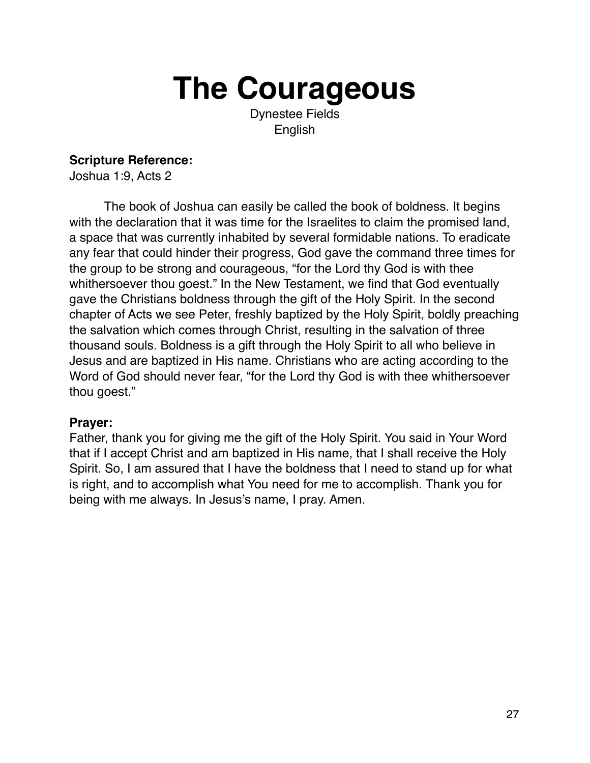# The Courageous

Dynestee Fields
English

**Scripture Reference:**
Joshua 1:9, Acts 2

The book of Joshua can easily be called the book of boldness. It begins with the declaration that it was time for the Israelites to claim the promised land, a space that was currently inhabited by several formidable nations. To eradicate any fear that could hinder their progress, God gave the command three times for the group to be strong and courageous, "for the Lord thy God is with thee whithersoever thou goest." In the New Testament, we find that God eventually gave the Christians boldness through the gift of the Holy Spirit. In the second chapter of Acts we see Peter, freshly baptized by the Holy Spirit, boldly preaching the salvation which comes through Christ, resulting in the salvation of three thousand souls. Boldness is a gift through the Holy Spirit to all who believe in Jesus and are baptized in His name. Christians who are acting according to the Word of God should never fear, "for the Lord thy God is with thee whithersoever thou goest."

**Prayer:**
Father, thank you for giving me the gift of the Holy Spirit. You said in Your Word that if I accept Christ and am baptized in His name, that I shall receive the Holy Spirit. So, I am assured that I have the boldness that I need to stand up for what is right, and to accomplish what You need for me to accomplish. Thank you for being with me always. In Jesus's name, I pray. Amen.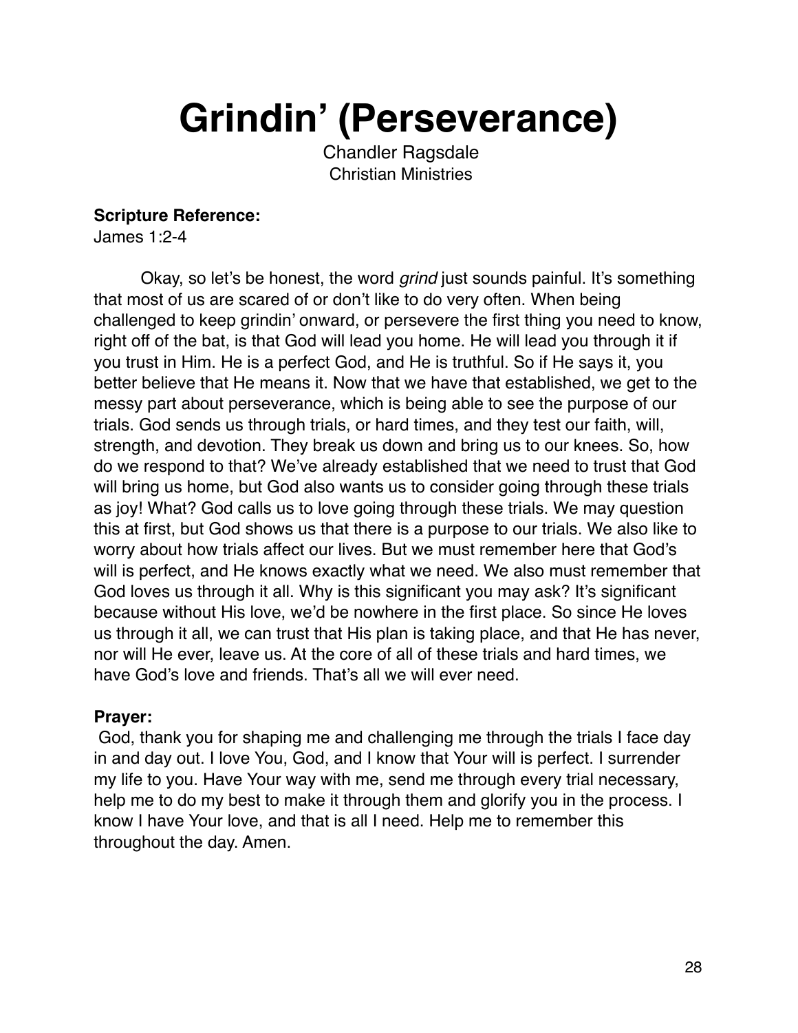# Grindin' (Perseverance)

Chandler Ragsdale
Christian Ministries

**Scripture Reference:**
James 1:2-4

Okay, so let's be honest, the word *grind* just sounds painful. It's something that most of us are scared of or don't like to do very often. When being challenged to keep grindin' onward, or persevere the first thing you need to know, right off of the bat, is that God will lead you home. He will lead you through it if you trust in Him. He is a perfect God, and He is truthful. So if He says it, you better believe that He means it. Now that we have that established, we get to the messy part about perseverance, which is being able to see the purpose of our trials. God sends us through trials, or hard times, and they test our faith, will, strength, and devotion. They break us down and bring us to our knees. So, how do we respond to that? We've already established that we need to trust that God will bring us home, but God also wants us to consider going through these trials as joy! What? God calls us to love going through these trials. We may question this at first, but God shows us that there is a purpose to our trials. We also like to worry about how trials affect our lives. But we must remember here that God's will is perfect, and He knows exactly what we need. We also must remember that God loves us through it all. Why is this significant you may ask? It's significant because without His love, we'd be nowhere in the first place. So since He loves us through it all, we can trust that His plan is taking place, and that He has never, nor will He ever, leave us. At the core of all of these trials and hard times, we have God's love and friends. That's all we will ever need.

**Prayer:**
God, thank you for shaping me and challenging me through the trials I face day in and day out. I love You, God, and I know that Your will is perfect. I surrender my life to you. Have Your way with me, send me through every trial necessary, help me to do my best to make it through them and glorify you in the process. I know I have Your love, and that is all I need. Help me to remember this throughout the day. Amen.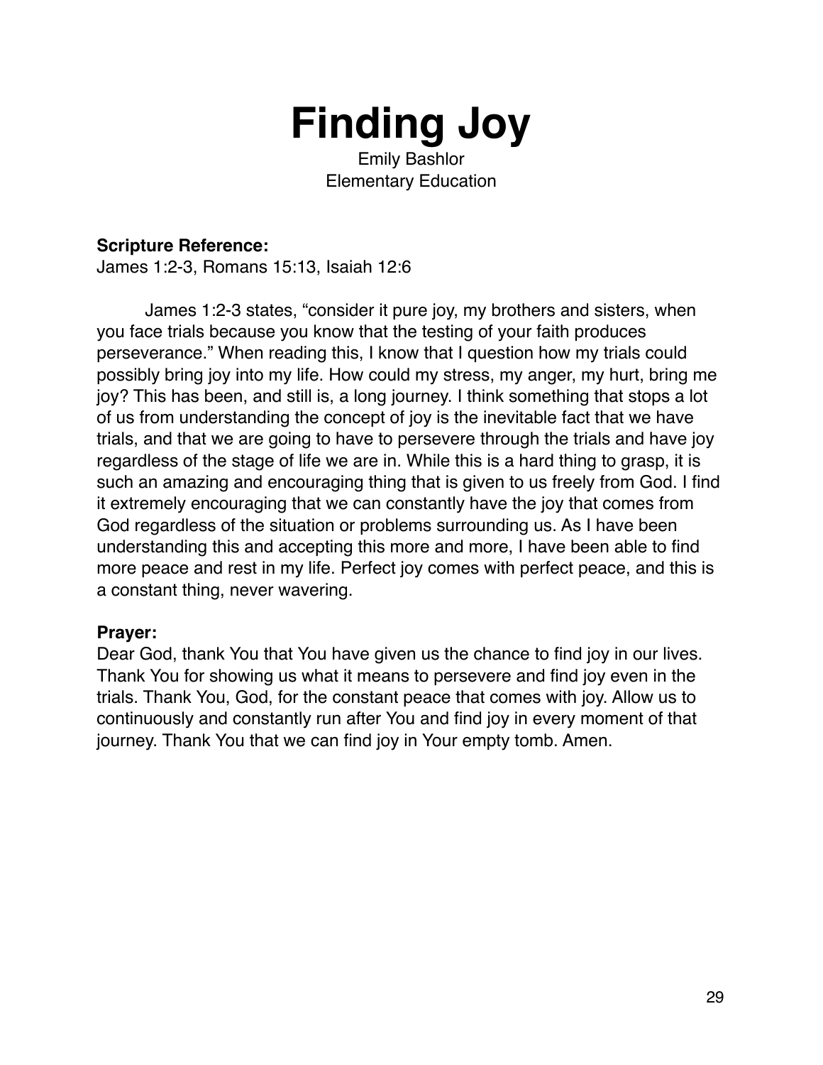# Finding Joy

Emily Bashlor
Elementary Education

**Scripture Reference:**
James 1:2-3, Romans 15:13, Isaiah 12:6

James 1:2-3 states, "consider it pure joy, my brothers and sisters, when you face trials because you know that the testing of your faith produces perseverance." When reading this, I know that I question how my trials could possibly bring joy into my life. How could my stress, my anger, my hurt, bring me joy? This has been, and still is, a long journey. I think something that stops a lot of us from understanding the concept of joy is the inevitable fact that we have trials, and that we are going to have to persevere through the trials and have joy regardless of the stage of life we are in. While this is a hard thing to grasp, it is such an amazing and encouraging thing that is given to us freely from God. I find it extremely encouraging that we can constantly have the joy that comes from God regardless of the situation or problems surrounding us. As I have been understanding this and accepting this more and more, I have been able to find more peace and rest in my life. Perfect joy comes with perfect peace, and this is a constant thing, never wavering.

**Prayer:**
Dear God, thank You that You have given us the chance to find joy in our lives. Thank You for showing us what it means to persevere and find joy even in the trials. Thank You, God, for the constant peace that comes with joy. Allow us to continuously and constantly run after You and find joy in every moment of that journey. Thank You that we can find joy in Your empty tomb. Amen.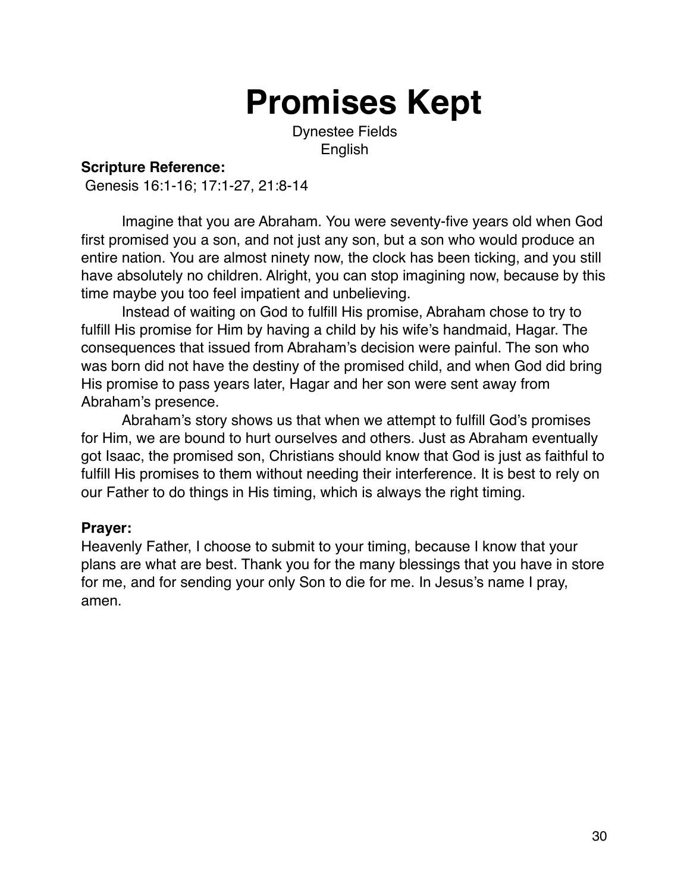# Promises Kept

Dynestee Fields
English

**Scripture Reference:**
Genesis 16:1-16; 17:1-27, 21:8-14

Imagine that you are Abraham. You were seventy-five years old when God first promised you a son, and not just any son, but a son who would produce an entire nation. You are almost ninety now, the clock has been ticking, and you still have absolutely no children. Alright, you can stop imagining now, because by this time maybe you too feel impatient and unbelieving.

Instead of waiting on God to fulfill His promise, Abraham chose to try to fulfill His promise for Him by having a child by his wife's handmaid, Hagar. The consequences that issued from Abraham's decision were painful. The son who was born did not have the destiny of the promised child, and when God did bring His promise to pass years later, Hagar and her son were sent away from Abraham's presence.

Abraham's story shows us that when we attempt to fulfill God's promises for Him, we are bound to hurt ourselves and others. Just as Abraham eventually got Isaac, the promised son, Christians should know that God is just as faithful to fulfill His promises to them without needing their interference. It is best to rely on our Father to do things in His timing, which is always the right timing.

**Prayer:**
Heavenly Father, I choose to submit to your timing, because I know that your plans are what are best. Thank you for the many blessings that you have in store for me, and for sending your only Son to die for me. In Jesus's name I pray, amen.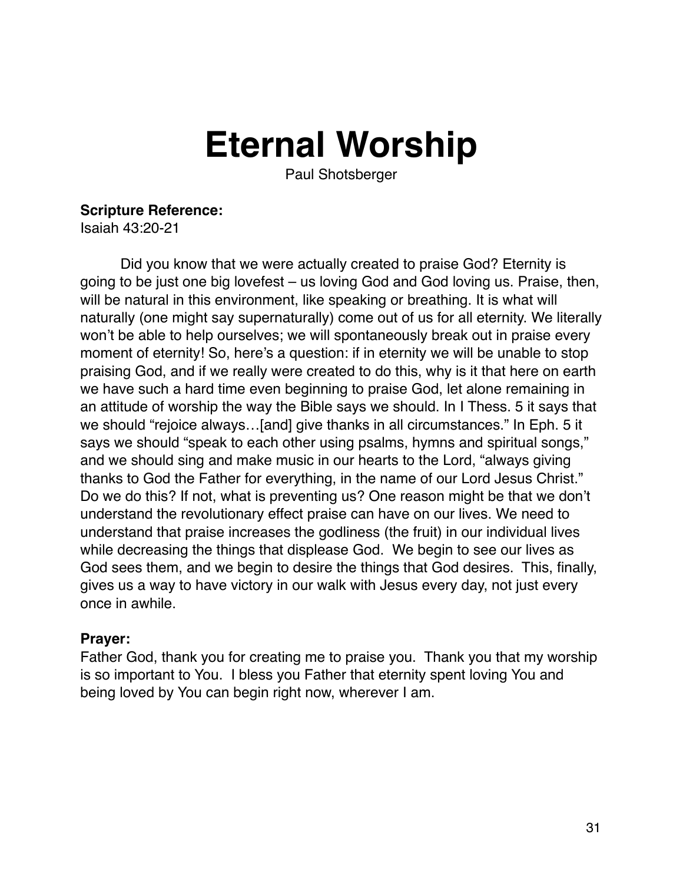# Eternal Worship

Paul Shotsberger

**Scripture Reference:**
Isaiah 43:20-21

Did you know that we were actually created to praise God? Eternity is going to be just one big lovefest – us loving God and God loving us. Praise, then, will be natural in this environment, like speaking or breathing. It is what will naturally (one might say supernaturally) come out of us for all eternity. We literally won't be able to help ourselves; we will spontaneously break out in praise every moment of eternity! So, here's a question: if in eternity we will be unable to stop praising God, and if we really were created to do this, why is it that here on earth we have such a hard time even beginning to praise God, let alone remaining in an attitude of worship the way the Bible says we should. In I Thess. 5 it says that we should "rejoice always…[and] give thanks in all circumstances." In Eph. 5 it says we should "speak to each other using psalms, hymns and spiritual songs," and we should sing and make music in our hearts to the Lord, "always giving thanks to God the Father for everything, in the name of our Lord Jesus Christ." Do we do this? If not, what is preventing us? One reason might be that we don't understand the revolutionary effect praise can have on our lives. We need to understand that praise increases the godliness (the fruit) in our individual lives while decreasing the things that displease God. We begin to see our lives as God sees them, and we begin to desire the things that God desires. This, finally, gives us a way to have victory in our walk with Jesus every day, not just every once in awhile.

**Prayer:**
Father God, thank you for creating me to praise you. Thank you that my worship is so important to You. I bless you Father that eternity spent loving You and being loved by You can begin right now, wherever I am.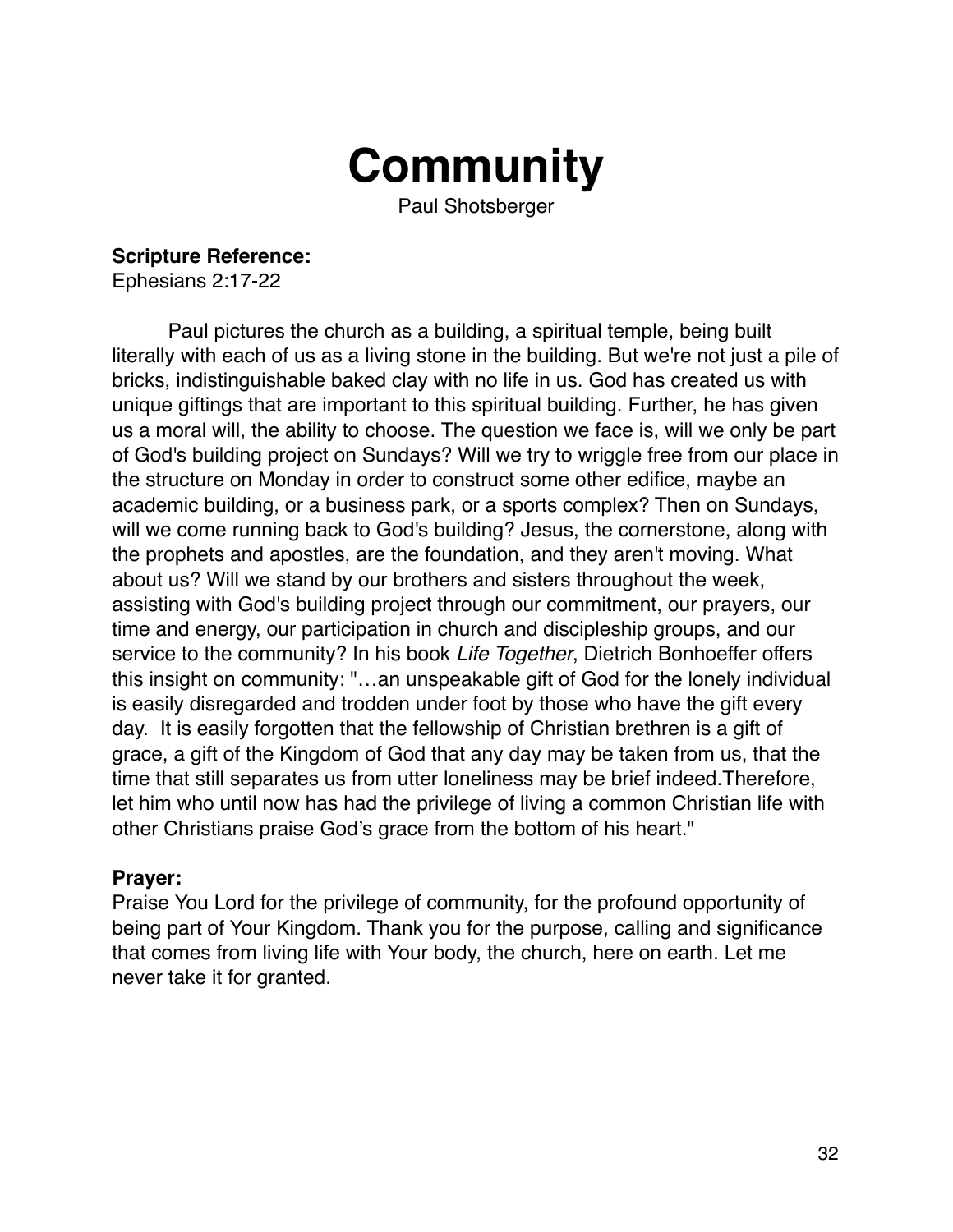# Community

Paul Shotsberger

**Scripture Reference:**
Ephesians 2:17-22

Paul pictures the church as a building, a spiritual temple, being built literally with each of us as a living stone in the building. But we're not just a pile of bricks, indistinguishable baked clay with no life in us. God has created us with unique giftings that are important to this spiritual building. Further, he has given us a moral will, the ability to choose. The question we face is, will we only be part of God's building project on Sundays? Will we try to wriggle free from our place in the structure on Monday in order to construct some other edifice, maybe an academic building, or a business park, or a sports complex? Then on Sundays, will we come running back to God's building? Jesus, the cornerstone, along with the prophets and apostles, are the foundation, and they aren't moving. What about us? Will we stand by our brothers and sisters throughout the week, assisting with God's building project through our commitment, our prayers, our time and energy, our participation in church and discipleship groups, and our service to the community? In his book *Life Together*, Dietrich Bonhoeffer offers this insight on community: "…an unspeakable gift of God for the lonely individual is easily disregarded and trodden under foot by those who have the gift every day. It is easily forgotten that the fellowship of Christian brethren is a gift of grace, a gift of the Kingdom of God that any day may be taken from us, that the time that still separates us from utter loneliness may be brief indeed.Therefore, let him who until now has had the privilege of living a common Christian life with other Christians praise God's grace from the bottom of his heart."

**Prayer:**
Praise You Lord for the privilege of community, for the profound opportunity of being part of Your Kingdom. Thank you for the purpose, calling and significance that comes from living life with Your body, the church, here on earth. Let me never take it for granted.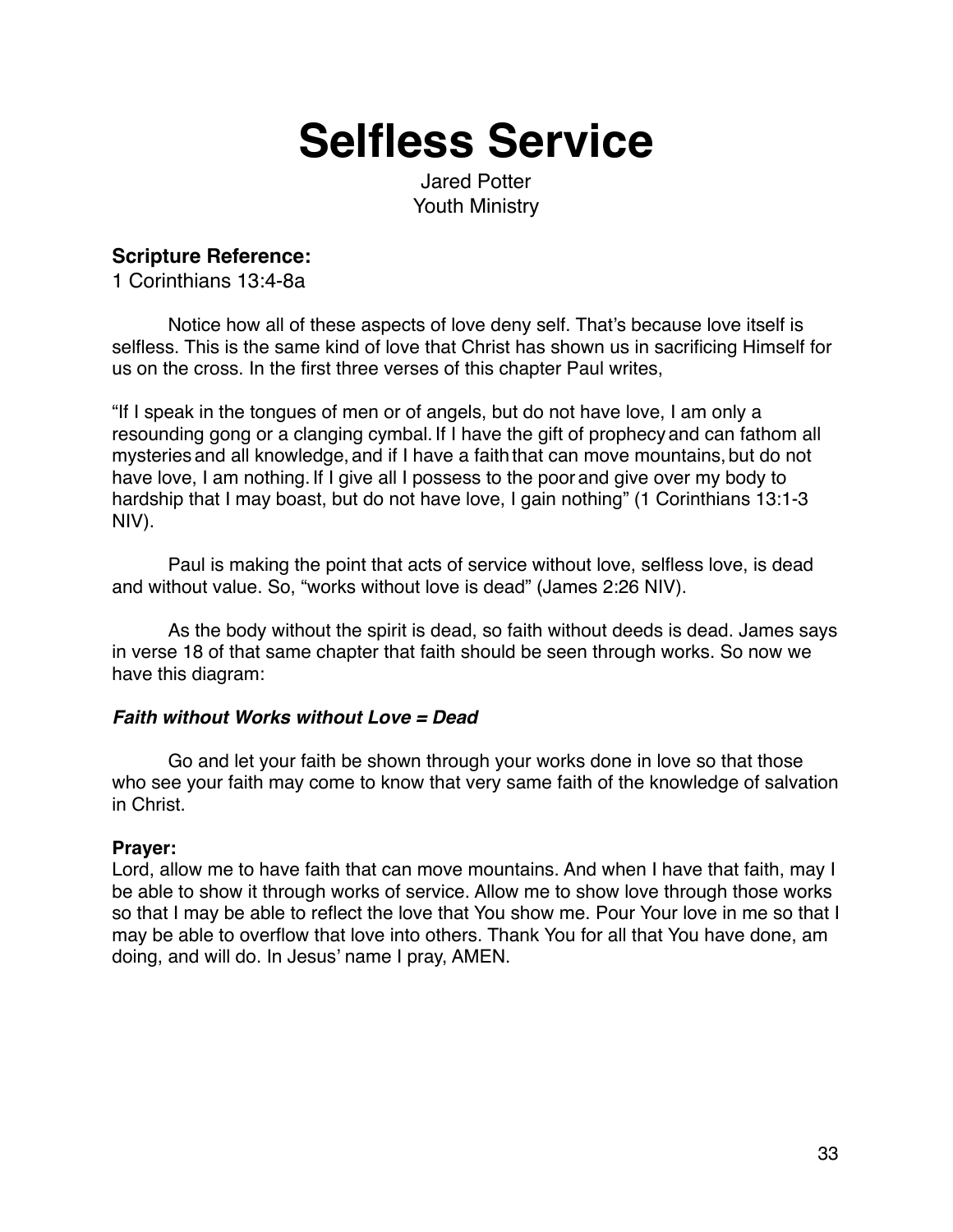# Selfless Service

Jared Potter
Youth Ministry

**Scripture Reference:**
1 Corinthians 13:4-8a

Notice how all of these aspects of love deny self. That's because love itself is selfless. This is the same kind of love that Christ has shown us in sacrificing Himself for us on the cross. In the first three verses of this chapter Paul writes,

"If I speak in the tongues of men or of angels, but do not have love, I am only a resounding gong or a clanging cymbal. If I have the gift of prophecy and can fathom all mysteries and all knowledge, and if I have a faith that can move mountains, but do not have love, I am nothing. If I give all I possess to the poor and give over my body to hardship that I may boast, but do not have love, I gain nothing" (1 Corinthians 13:1-3 NIV).

Paul is making the point that acts of service without love, selfless love, is dead and without value. So, "works without love is dead" (James 2:26 NIV).

As the body without the spirit is dead, so faith without deeds is dead. James says in verse 18 of that same chapter that faith should be seen through works. So now we have this diagram:

***Faith without Works without Love = Dead***

Go and let your faith be shown through your works done in love so that those who see your faith may come to know that very same faith of the knowledge of salvation in Christ.

**Prayer:**
Lord, allow me to have faith that can move mountains. And when I have that faith, may I be able to show it through works of service. Allow me to show love through those works so that I may be able to reflect the love that You show me. Pour Your love in me so that I may be able to overflow that love into others. Thank You for all that You have done, am doing, and will do. In Jesus' name I pray, AMEN.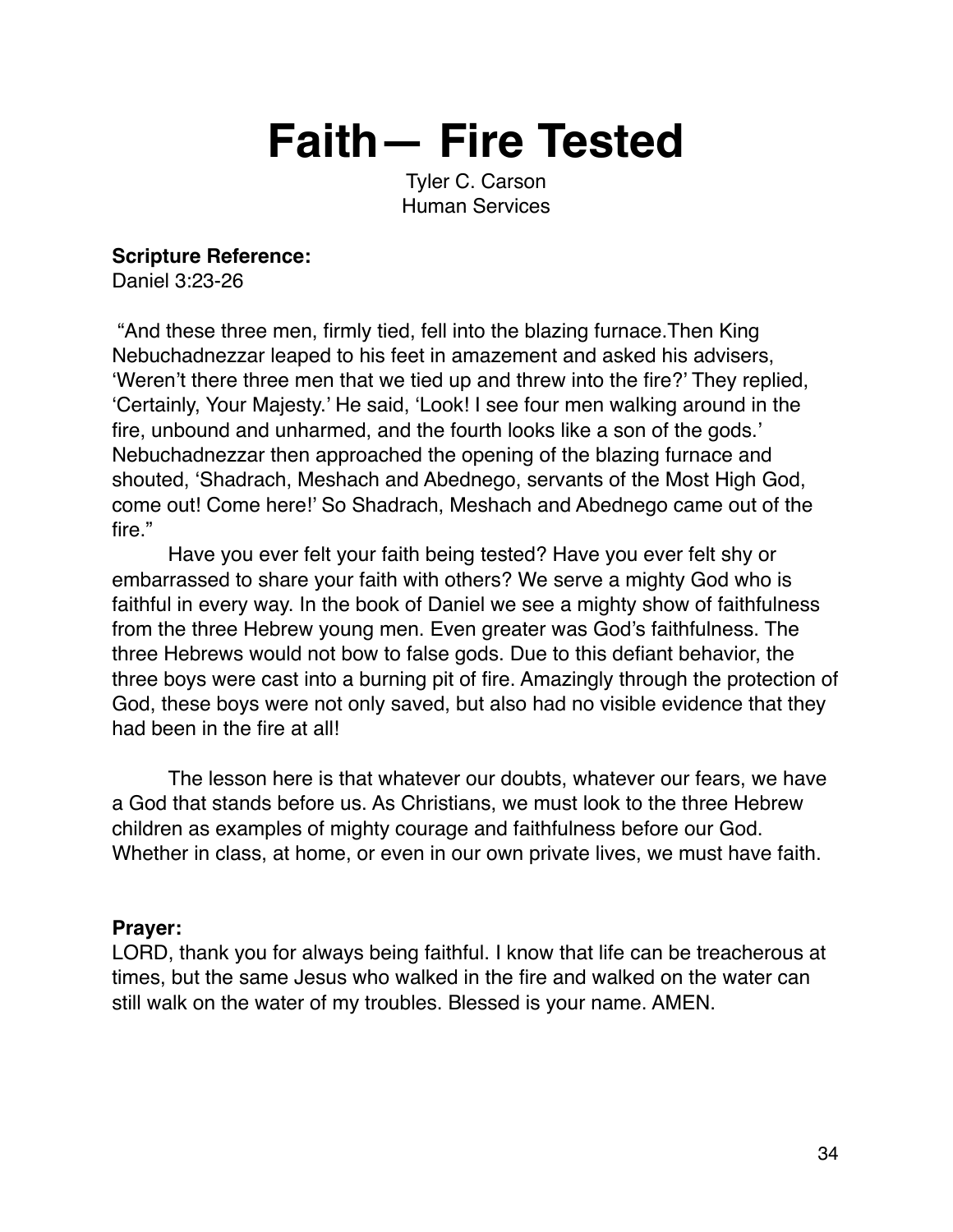# Faith— Fire Tested

Tyler C. Carson
Human Services

**Scripture Reference:**
Daniel 3:23-26

"And these three men, firmly tied, fell into the blazing furnace.Then King Nebuchadnezzar leaped to his feet in amazement and asked his advisers, 'Weren't there three men that we tied up and threw into the fire?' They replied, 'Certainly, Your Majesty.' He said, 'Look! I see four men walking around in the fire, unbound and unharmed, and the fourth looks like a son of the gods.' Nebuchadnezzar then approached the opening of the blazing furnace and shouted, 'Shadrach, Meshach and Abednego, servants of the Most High God, come out! Come here!' So Shadrach, Meshach and Abednego came out of the fire."

Have you ever felt your faith being tested? Have you ever felt shy or embarrassed to share your faith with others? We serve a mighty God who is faithful in every way. In the book of Daniel we see a mighty show of faithfulness from the three Hebrew young men. Even greater was God's faithfulness. The three Hebrews would not bow to false gods. Due to this defiant behavior, the three boys were cast into a burning pit of fire. Amazingly through the protection of God, these boys were not only saved, but also had no visible evidence that they had been in the fire at all!

The lesson here is that whatever our doubts, whatever our fears, we have a God that stands before us. As Christians, we must look to the three Hebrew children as examples of mighty courage and faithfulness before our God. Whether in class, at home, or even in our own private lives, we must have faith.

**Prayer:**
LORD, thank you for always being faithful. I know that life can be treacherous at times, but the same Jesus who walked in the fire and walked on the water can still walk on the water of my troubles. Blessed is your name. AMEN.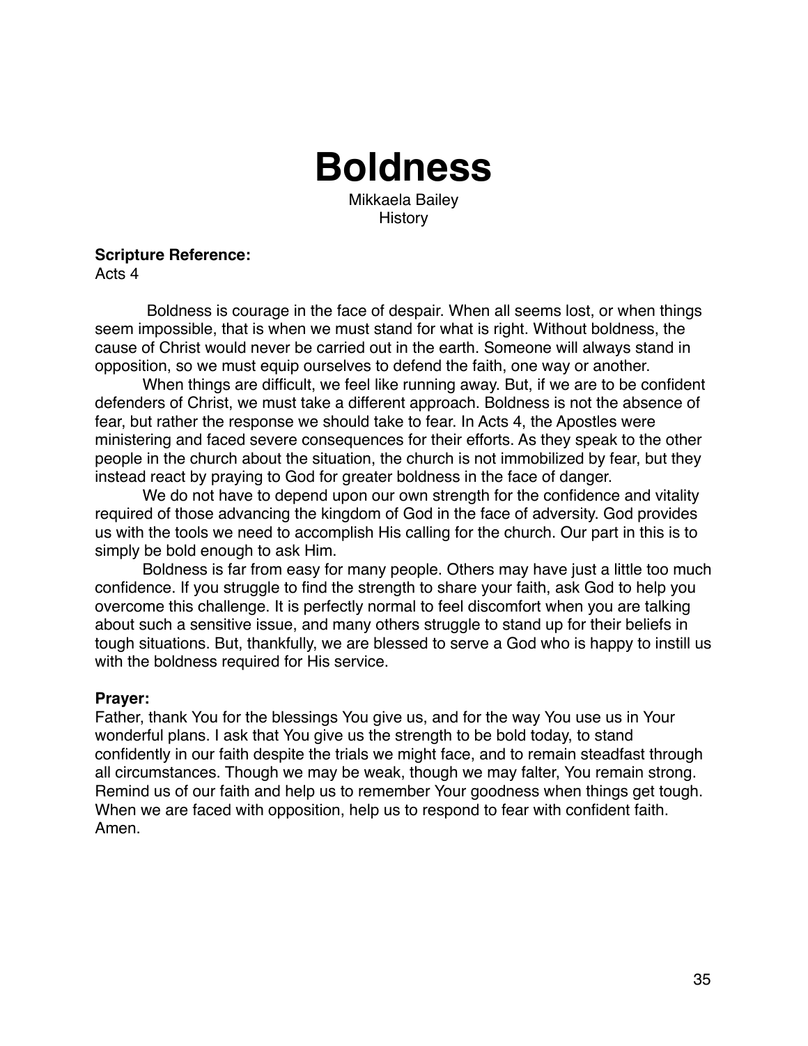# Boldness

Mikkaela Bailey
History

**Scripture Reference:**
Acts 4

Boldness is courage in the face of despair. When all seems lost, or when things seem impossible, that is when we must stand for what is right. Without boldness, the cause of Christ would never be carried out in the earth. Someone will always stand in opposition, so we must equip ourselves to defend the faith, one way or another.

When things are difficult, we feel like running away. But, if we are to be confident defenders of Christ, we must take a different approach. Boldness is not the absence of fear, but rather the response we should take to fear. In Acts 4, the Apostles were ministering and faced severe consequences for their efforts. As they speak to the other people in the church about the situation, the church is not immobilized by fear, but they instead react by praying to God for greater boldness in the face of danger.

We do not have to depend upon our own strength for the confidence and vitality required of those advancing the kingdom of God in the face of adversity. God provides us with the tools we need to accomplish His calling for the church. Our part in this is to simply be bold enough to ask Him.

Boldness is far from easy for many people. Others may have just a little too much confidence. If you struggle to find the strength to share your faith, ask God to help you overcome this challenge. It is perfectly normal to feel discomfort when you are talking about such a sensitive issue, and many others struggle to stand up for their beliefs in tough situations. But, thankfully, we are blessed to serve a God who is happy to instill us with the boldness required for His service.

**Prayer:**
Father, thank You for the blessings You give us, and for the way You use us in Your wonderful plans. I ask that You give us the strength to be bold today, to stand confidently in our faith despite the trials we might face, and to remain steadfast through all circumstances. Though we may be weak, though we may falter, You remain strong. Remind us of our faith and help us to remember Your goodness when things get tough. When we are faced with opposition, help us to respond to fear with confident faith. Amen.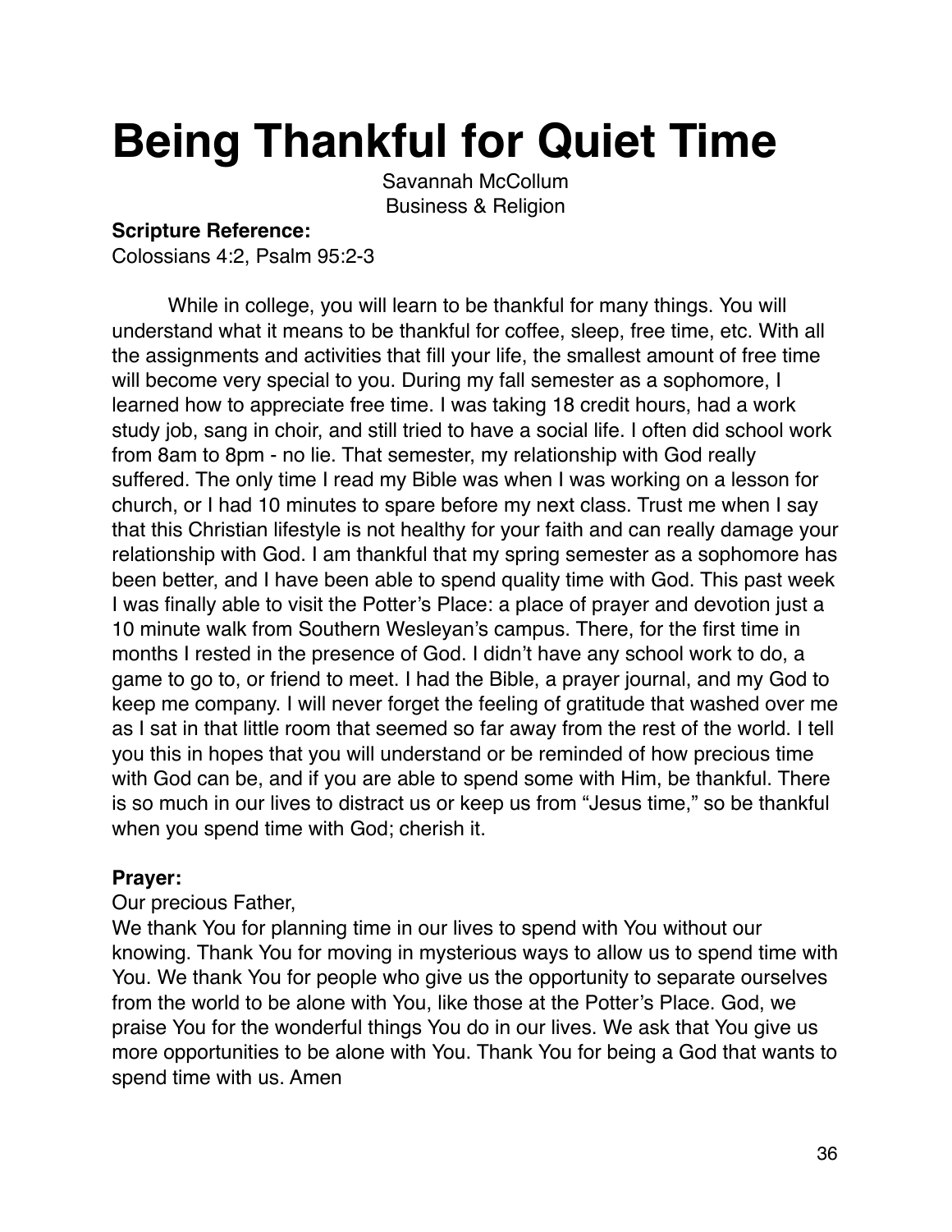# Being Thankful for Quiet Time

Savannah McCollum
Business & Religion

**Scripture Reference:**
Colossians 4:2, Psalm 95:2-3

While in college, you will learn to be thankful for many things. You will understand what it means to be thankful for coffee, sleep, free time, etc. With all the assignments and activities that fill your life, the smallest amount of free time will become very special to you. During my fall semester as a sophomore, I learned how to appreciate free time. I was taking 18 credit hours, had a work study job, sang in choir, and still tried to have a social life. I often did school work from 8am to 8pm - no lie. That semester, my relationship with God really suffered. The only time I read my Bible was when I was working on a lesson for church, or I had 10 minutes to spare before my next class. Trust me when I say that this Christian lifestyle is not healthy for your faith and can really damage your relationship with God. I am thankful that my spring semester as a sophomore has been better, and I have been able to spend quality time with God. This past week I was finally able to visit the Potter's Place: a place of prayer and devotion just a 10 minute walk from Southern Wesleyan's campus. There, for the first time in months I rested in the presence of God. I didn't have any school work to do, a game to go to, or friend to meet. I had the Bible, a prayer journal, and my God to keep me company. I will never forget the feeling of gratitude that washed over me as I sat in that little room that seemed so far away from the rest of the world. I tell you this in hopes that you will understand or be reminded of how precious time with God can be, and if you are able to spend some with Him, be thankful. There is so much in our lives to distract us or keep us from "Jesus time," so be thankful when you spend time with God; cherish it.

**Prayer:**
Our precious Father,
We thank You for planning time in our lives to spend with You without our knowing. Thank You for moving in mysterious ways to allow us to spend time with You. We thank You for people who give us the opportunity to separate ourselves from the world to be alone with You, like those at the Potter's Place. God, we praise You for the wonderful things You do in our lives. We ask that You give us more opportunities to be alone with You. Thank You for being a God that wants to spend time with us. Amen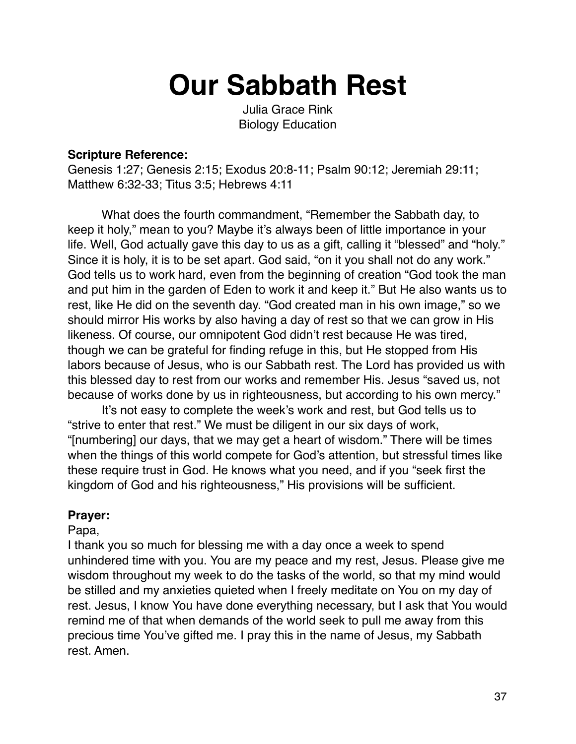# Our Sabbath Rest

Julia Grace Rink
Biology Education

**Scripture Reference:**
Genesis 1:27; Genesis 2:15; Exodus 20:8-11; Psalm 90:12; Jeremiah 29:11; Matthew 6:32-33; Titus 3:5; Hebrews 4:11

What does the fourth commandment, "Remember the Sabbath day, to keep it holy," mean to you? Maybe it's always been of little importance in your life. Well, God actually gave this day to us as a gift, calling it "blessed" and "holy." Since it is holy, it is to be set apart. God said, "on it you shall not do any work." God tells us to work hard, even from the beginning of creation "God took the man and put him in the garden of Eden to work it and keep it." But He also wants us to rest, like He did on the seventh day. "God created man in his own image," so we should mirror His works by also having a day of rest so that we can grow in His likeness. Of course, our omnipotent God didn't rest because He was tired, though we can be grateful for finding refuge in this, but He stopped from His labors because of Jesus, who is our Sabbath rest. The Lord has provided us with this blessed day to rest from our works and remember His. Jesus "saved us, not because of works done by us in righteousness, but according to his own mercy."

It's not easy to complete the week's work and rest, but God tells us to "strive to enter that rest." We must be diligent in our six days of work, "[numbering] our days, that we may get a heart of wisdom." There will be times when the things of this world compete for God's attention, but stressful times like these require trust in God. He knows what you need, and if you "seek first the kingdom of God and his righteousness," His provisions will be sufficient.

**Prayer:**

Papa,

I thank you so much for blessing me with a day once a week to spend unhindered time with you. You are my peace and my rest, Jesus. Please give me wisdom throughout my week to do the tasks of the world, so that my mind would be stilled and my anxieties quieted when I freely meditate on You on my day of rest. Jesus, I know You have done everything necessary, but I ask that You would remind me of that when demands of the world seek to pull me away from this precious time You've gifted me. I pray this in the name of Jesus, my Sabbath rest. Amen.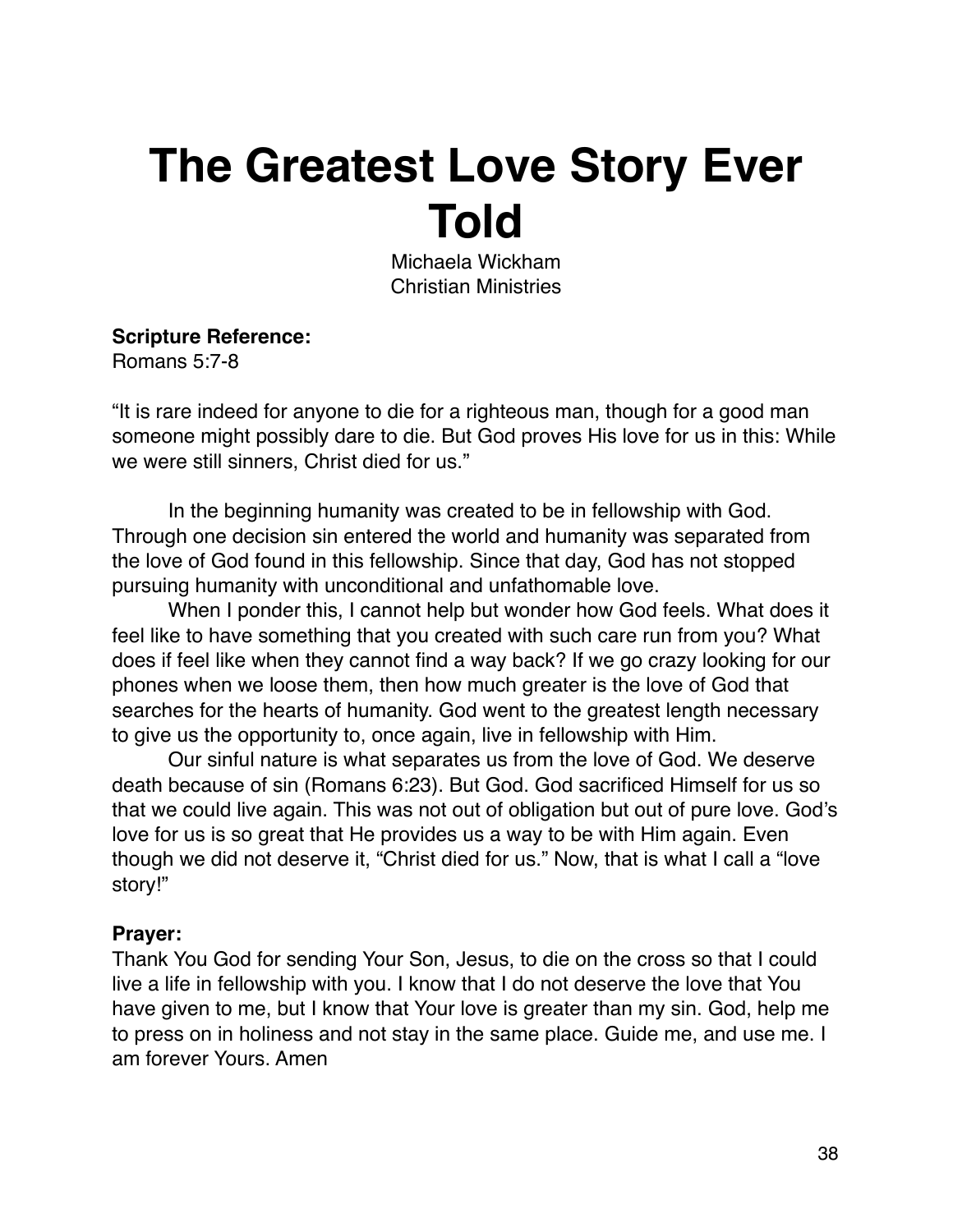# The Greatest Love Story Ever Told

Michaela Wickham
Christian Ministries

**Scripture Reference:**
Romans 5:7-8

"It is rare indeed for anyone to die for a righteous man, though for a good man someone might possibly dare to die. But God proves His love for us in this: While we were still sinners, Christ died for us."

In the beginning humanity was created to be in fellowship with God. Through one decision sin entered the world and humanity was separated from the love of God found in this fellowship. Since that day, God has not stopped pursuing humanity with unconditional and unfathomable love.

When I ponder this, I cannot help but wonder how God feels. What does it feel like to have something that you created with such care run from you? What does if feel like when they cannot find a way back? If we go crazy looking for our phones when we loose them, then how much greater is the love of God that searches for the hearts of humanity. God went to the greatest length necessary to give us the opportunity to, once again, live in fellowship with Him.

Our sinful nature is what separates us from the love of God. We deserve death because of sin (Romans 6:23). But God. God sacrificed Himself for us so that we could live again. This was not out of obligation but out of pure love. God's love for us is so great that He provides us a way to be with Him again. Even though we did not deserve it, "Christ died for us." Now, that is what I call a "love story!"

**Prayer:**
Thank You God for sending Your Son, Jesus, to die on the cross so that I could live a life in fellowship with you. I know that I do not deserve the love that You have given to me, but I know that Your love is greater than my sin. God, help me to press on in holiness and not stay in the same place. Guide me, and use me. I am forever Yours. Amen